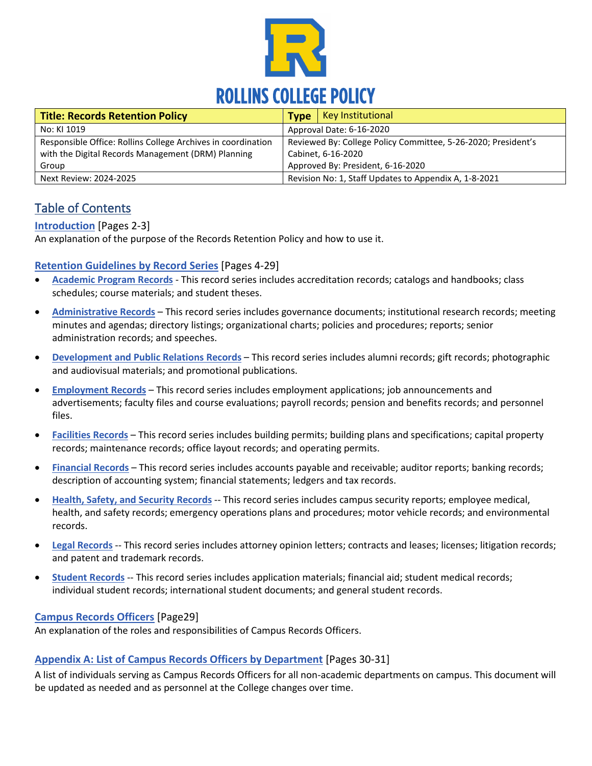# ROLLINS COLLEGE POLICY

| Title: Records Retention Policy | Type: Key Institutional |
|---|---|
| No: KI 1019 | Approval Date: 6-16-2020 |
| Responsible Office: Rollins College Archives in coordination with the Digital Records Management (DRM) Planning Group | Reviewed By: College Policy Committee, 5-26-2020; President's Cabinet, 6-16-2020<br>Approved By: President, 6-16-2020 |
| Next Review: 2024-2025 | Revision No: 1, Staff Updates to Appendix A, 1-8-2021 |

## Table of Contents

**Introduction** [Pages 2-3]
An explanation of the purpose of the Records Retention Policy and how to use it.

**Retention Guidelines by Record Series** [Pages 4-29]

- **Academic Program Records** - This record series includes accreditation records; catalogs and handbooks; class schedules; course materials; and student theses.
- **Administrative Records** – This record series includes governance documents; institutional research records; meeting minutes and agendas; directory listings; organizational charts; policies and procedures; reports; senior administration records; and speeches.
- **Development and Public Relations Records** – This record series includes alumni records; gift records; photographic and audiovisual materials; and promotional publications.
- **Employment Records** – This record series includes employment applications; job announcements and advertisements; faculty files and course evaluations; payroll records; pension and benefits records; and personnel files.
- **Facilities Records** – This record series includes building permits; building plans and specifications; capital property records; maintenance records; office layout records; and operating permits.
- **Financial Records** – This record series includes accounts payable and receivable; auditor reports; banking records; description of accounting system; financial statements; ledgers and tax records.
- **Health, Safety, and Security Records** -- This record series includes campus security reports; employee medical, health, and safety records; emergency operations plans and procedures; motor vehicle records; and environmental records.
- **Legal Records** -- This record series includes attorney opinion letters; contracts and leases; licenses; litigation records; and patent and trademark records.
- **Student Records** -- This record series includes application materials; financial aid; student medical records; individual student records; international student documents; and general student records.

**Campus Records Officers** [Page29]
An explanation of the roles and responsibilities of Campus Records Officers.

**Appendix A: List of Campus Records Officers by Department** [Pages 30-31]
A list of individuals serving as Campus Records Officers for all non-academic departments on campus. This document will be updated as needed and as personnel at the College changes over time.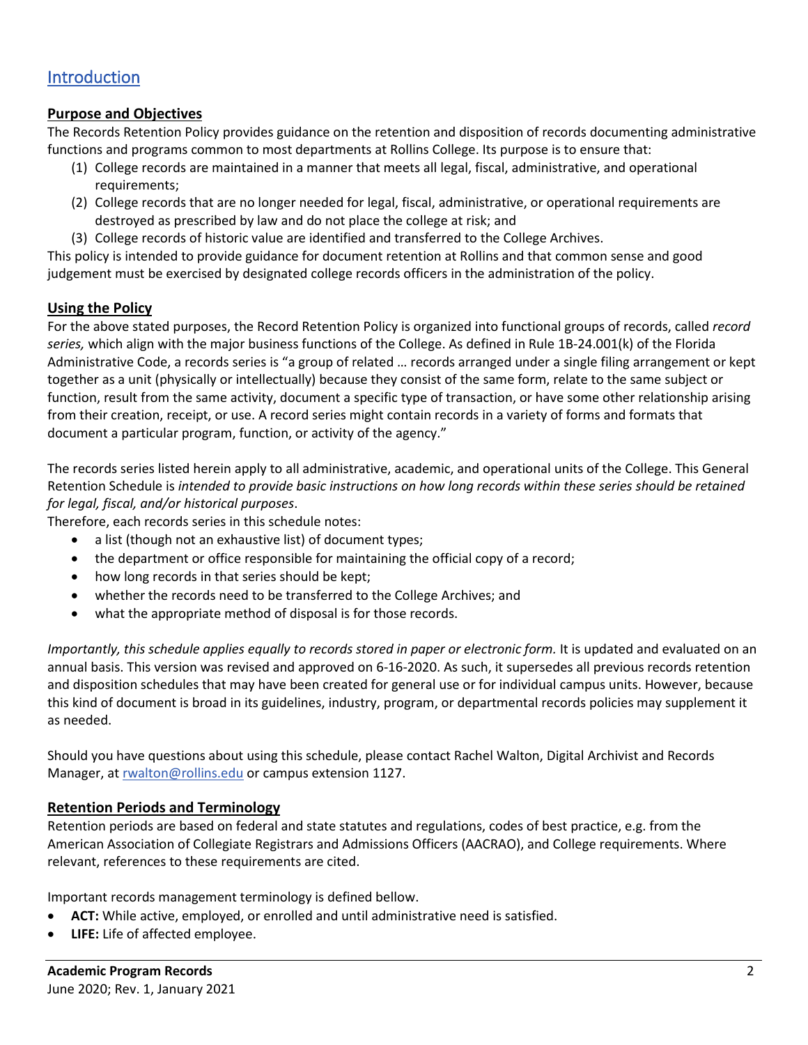# Introduction

## Purpose and Objectives

The Records Retention Policy provides guidance on the retention and disposition of records documenting administrative functions and programs common to most departments at Rollins College. Its purpose is to ensure that:

(1) College records are maintained in a manner that meets all legal, fiscal, administrative, and operational requirements;
(2) College records that are no longer needed for legal, fiscal, administrative, or operational requirements are destroyed as prescribed by law and do not place the college at risk; and
(3) College records of historic value are identified and transferred to the College Archives.

This policy is intended to provide guidance for document retention at Rollins and that common sense and good judgement must be exercised by designated college records officers in the administration of the policy.

## Using the Policy

For the above stated purposes, the Record Retention Policy is organized into functional groups of records, called *record series,* which align with the major business functions of the College. As defined in Rule 1B-24.001(k) of the Florida Administrative Code, a records series is "a group of related … records arranged under a single filing arrangement or kept together as a unit (physically or intellectually) because they consist of the same form, relate to the same subject or function, result from the same activity, document a specific type of transaction, or have some other relationship arising from their creation, receipt, or use. A record series might contain records in a variety of forms and formats that document a particular program, function, or activity of the agency."

The records series listed herein apply to all administrative, academic, and operational units of the College. This General Retention Schedule is *intended to provide basic instructions on how long records within these series should be retained for legal, fiscal, and/or historical purposes*.

Therefore, each records series in this schedule notes:

- a list (though not an exhaustive list) of document types;
- the department or office responsible for maintaining the official copy of a record;
- how long records in that series should be kept;
- whether the records need to be transferred to the College Archives; and
- what the appropriate method of disposal is for those records.

*Importantly, this schedule applies equally to records stored in paper or electronic form.* It is updated and evaluated on an annual basis. This version was revised and approved on 6-16-2020. As such, it supersedes all previous records retention and disposition schedules that may have been created for general use or for individual campus units. However, because this kind of document is broad in its guidelines, industry, program, or departmental records policies may supplement it as needed.

Should you have questions about using this schedule, please contact Rachel Walton, Digital Archivist and Records Manager, at rwalton@rollins.edu or campus extension 1127.

## Retention Periods and Terminology

Retention periods are based on federal and state statutes and regulations, codes of best practice, e.g. from the American Association of Collegiate Registrars and Admissions Officers (AACRAO), and College requirements. Where relevant, references to these requirements are cited.

Important records management terminology is defined bellow.

- **ACT:** While active, employed, or enrolled and until administrative need is satisfied.
- **LIFE:** Life of affected employee.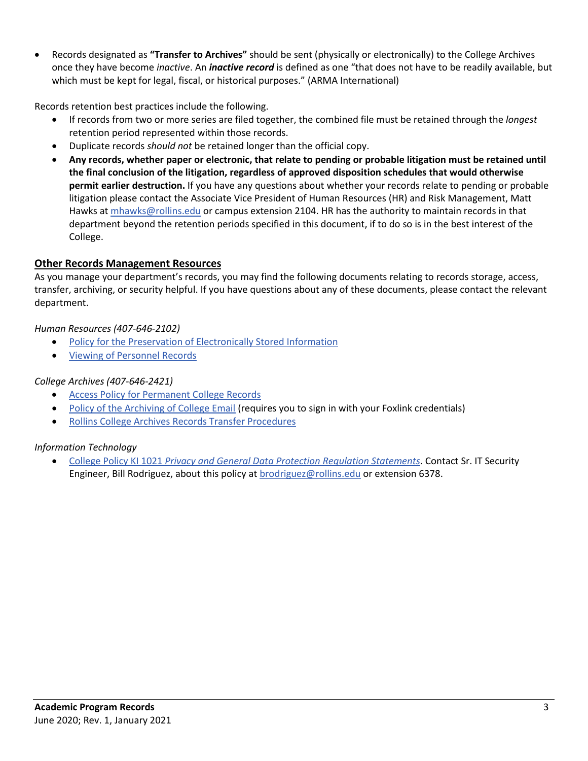- Records designated as **"Transfer to Archives"** should be sent (physically or electronically) to the College Archives once they have become *inactive*. An ***inactive record*** is defined as one "that does not have to be readily available, but which must be kept for legal, fiscal, or historical purposes." (ARMA International)

Records retention best practices include the following.

- If records from two or more series are filed together, the combined file must be retained through the *longest* retention period represented within those records.
- Duplicate records *should not* be retained longer than the official copy.
- **Any records, whether paper or electronic, that relate to pending or probable litigation must be retained until the final conclusion of the litigation, regardless of approved disposition schedules that would otherwise permit earlier destruction.** If you have any questions about whether your records relate to pending or probable litigation please contact the Associate Vice President of Human Resources (HR) and Risk Management, Matt Hawks at mhawks@rollins.edu or campus extension 2104. HR has the authority to maintain records in that department beyond the retention periods specified in this document, if to do so is in the best interest of the College.

## Other Records Management Resources

As you manage your department's records, you may find the following documents relating to records storage, access, transfer, archiving, or security helpful. If you have questions about any of these documents, please contact the relevant department.

*Human Resources (407-646-2102)*

- Policy for the Preservation of Electronically Stored Information
- Viewing of Personnel Records

*College Archives (407-646-2421)*

- Access Policy for Permanent College Records
- Policy of the Archiving of College Email (requires you to sign in with your Foxlink credentials)
- Rollins College Archives Records Transfer Procedures

*Information Technology*

- College Policy KI 1021 *Privacy and General Data Protection Regulation Statements*. Contact Sr. IT Security Engineer, Bill Rodriguez, about this policy at brodriguez@rollins.edu or extension 6378.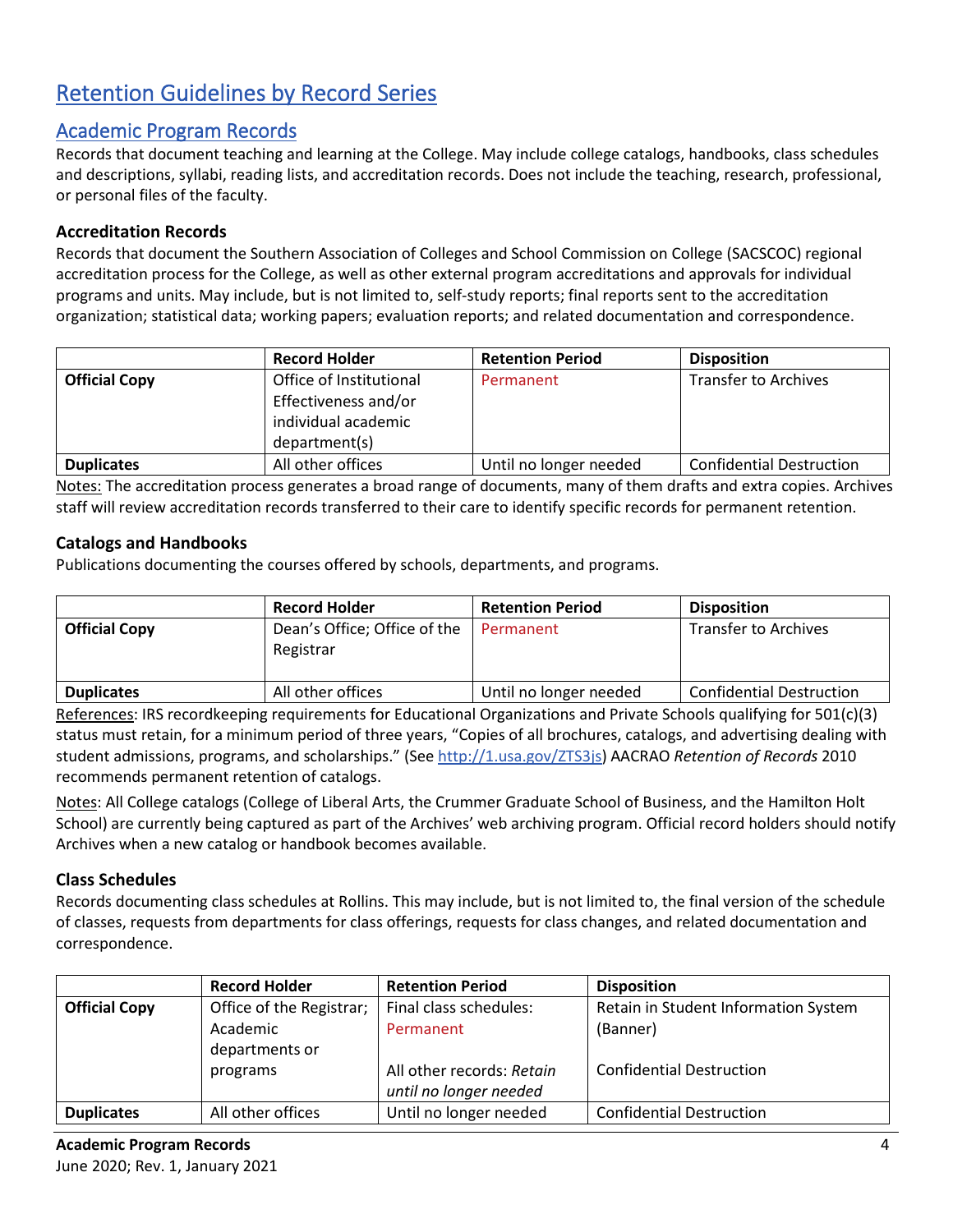# Retention Guidelines by Record Series

## Academic Program Records

Records that document teaching and learning at the College. May include college catalogs, handbooks, class schedules and descriptions, syllabi, reading lists, and accreditation records. Does not include the teaching, research, professional, or personal files of the faculty.

### Accreditation Records

Records that document the Southern Association of Colleges and School Commission on College (SACSCOC) regional accreditation process for the College, as well as other external program accreditations and approvals for individual programs and units. May include, but is not limited to, self-study reports; final reports sent to the accreditation organization; statistical data; working papers; evaluation reports; and related documentation and correspondence.

| | Record Holder | Retention Period | Disposition |
|---|---|---|---|
| **Official Copy** | Office of Institutional Effectiveness and/or individual academic department(s) | Permanent | Transfer to Archives |
| **Duplicates** | All other offices | Until no longer needed | Confidential Destruction |

Notes: The accreditation process generates a broad range of documents, many of them drafts and extra copies. Archives staff will review accreditation records transferred to their care to identify specific records for permanent retention.

### Catalogs and Handbooks

Publications documenting the courses offered by schools, departments, and programs.

| | Record Holder | Retention Period | Disposition |
|---|---|---|---|
| **Official Copy** | Dean's Office; Office of the Registrar | Permanent | Transfer to Archives |
| **Duplicates** | All other offices | Until no longer needed | Confidential Destruction |

References: IRS recordkeeping requirements for Educational Organizations and Private Schools qualifying for 501(c)(3) status must retain, for a minimum period of three years, "Copies of all brochures, catalogs, and advertising dealing with student admissions, programs, and scholarships." (See http://1.usa.gov/ZTS3js) AACRAO *Retention of Records* 2010 recommends permanent retention of catalogs.

Notes: All College catalogs (College of Liberal Arts, the Crummer Graduate School of Business, and the Hamilton Holt School) are currently being captured as part of the Archives' web archiving program. Official record holders should notify Archives when a new catalog or handbook becomes available.

### Class Schedules

Records documenting class schedules at Rollins. This may include, but is not limited to, the final version of the schedule of classes, requests from departments for class offerings, requests for class changes, and related documentation and correspondence.

| | Record Holder | Retention Period | Disposition |
|---|---|---|---|
| **Official Copy** | Office of the Registrar; Academic departments or programs | Final class schedules: Permanent<br><br>All other records: *Retain until no longer needed* | Retain in Student Information System (Banner)<br><br>Confidential Destruction |
| **Duplicates** | All other offices | Until no longer needed | Confidential Destruction |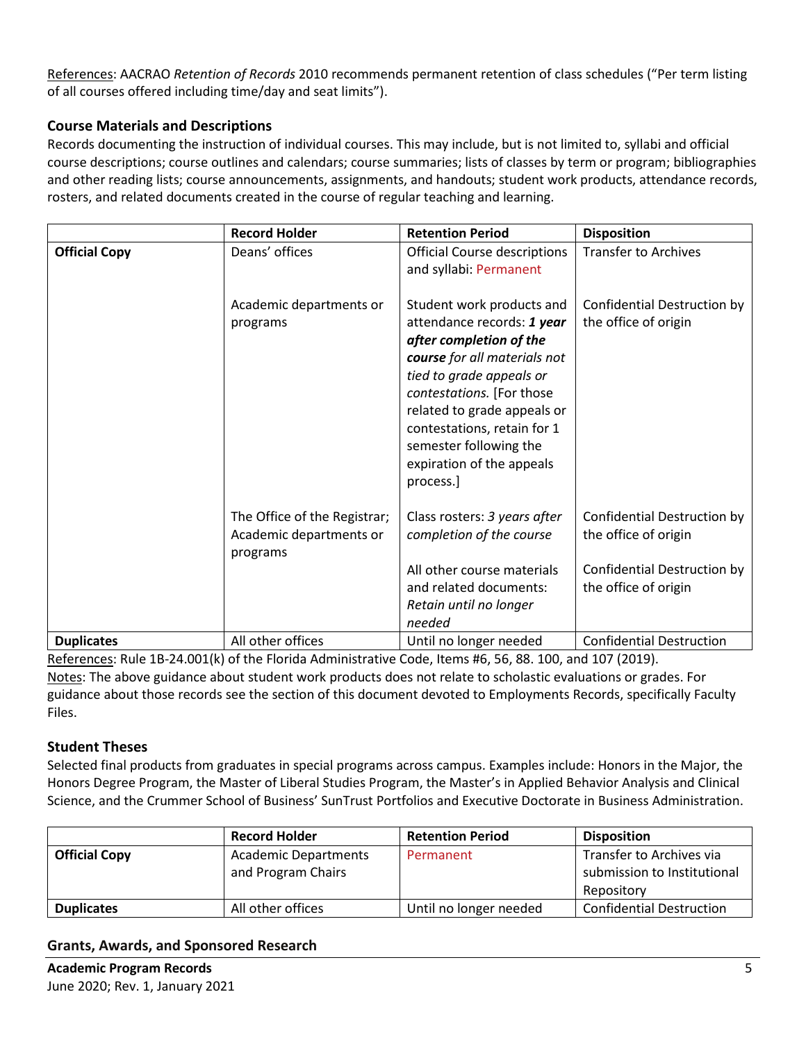<u>References</u>: AACRAO *Retention of Records* 2010 recommends permanent retention of class schedules ("Per term listing of all courses offered including time/day and seat limits").

### Course Materials and Descriptions

Records documenting the instruction of individual courses. This may include, but is not limited to, syllabi and official course descriptions; course outlines and calendars; course summaries; lists of classes by term or program; bibliographies and other reading lists; course announcements, assignments, and handouts; student work products, attendance records, rosters, and related documents created in the course of regular teaching and learning.

| | Record Holder | Retention Period | Disposition |
|---|---|---|---|
| **Official Copy** | Deans' offices | Official Course descriptions and syllabi: Permanent | Transfer to Archives |
| | Academic departments or programs | Student work products and attendance records: ***1 year after completion of the course*** *for all materials not tied to grade appeals or contestations.* [For those related to grade appeals or contestations, retain for 1 semester following the expiration of the appeals process.] | Confidential Destruction by the office of origin |
| | The Office of the Registrar; Academic departments or programs | Class rosters: *3 years after completion of the course* | Confidential Destruction by the office of origin |
| | | All other course materials and related documents: *Retain until no longer needed* | Confidential Destruction by the office of origin |
| **Duplicates** | All other offices | Until no longer needed | Confidential Destruction |

<u>References</u>: Rule 1B-24.001(k) of the Florida Administrative Code, Items #6, 56, 88. 100, and 107 (2019).
<u>Notes</u>: The above guidance about student work products does not relate to scholastic evaluations or grades. For guidance about those records see the section of this document devoted to Employments Records, specifically Faculty Files.

### Student Theses

Selected final products from graduates in special programs across campus. Examples include: Honors in the Major, the Honors Degree Program, the Master of Liberal Studies Program, the Master's in Applied Behavior Analysis and Clinical Science, and the Crummer School of Business' SunTrust Portfolios and Executive Doctorate in Business Administration.

| | Record Holder | Retention Period | Disposition |
|---|---|---|---|
| **Official Copy** | Academic Departments and Program Chairs | Permanent | Transfer to Archives via submission to Institutional Repository |
| **Duplicates** | All other offices | Until no longer needed | Confidential Destruction |

### Grants, Awards, and Sponsored Research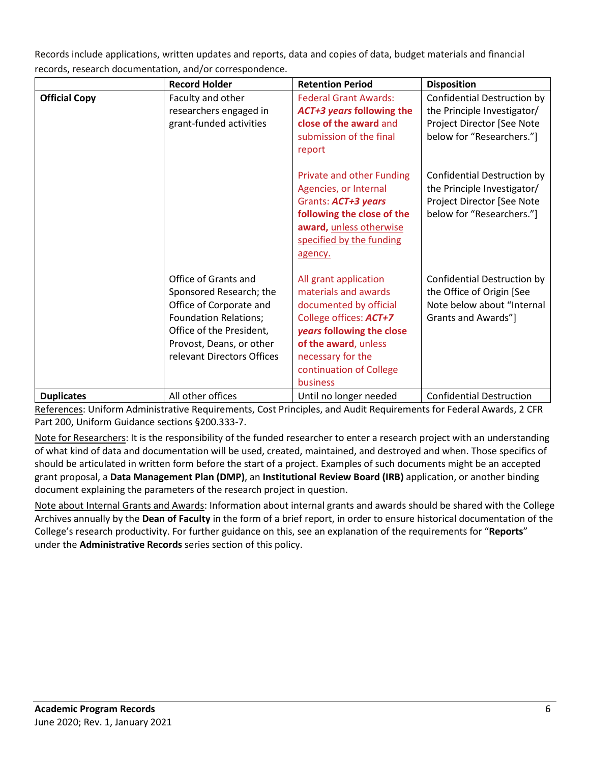Records include applications, written updates and reports, data and copies of data, budget materials and financial records, research documentation, and/or correspondence.

| | Record Holder | Retention Period | Disposition |
|---|---|---|---|
| **Official Copy** | Faculty and other researchers engaged in grant-funded activities | Federal Grant Awards: ***ACT+3 years* following the close of the award** and submission of the final report | Confidential Destruction by the Principle Investigator/ Project Director [See Note below for "Researchers."] |
| | | Private and other Funding Agencies, or Internal Grants: ***ACT+3 years* following the close of the award,** unless otherwise specified by the funding agency. | Confidential Destruction by the Principle Investigator/ Project Director [See Note below for "Researchers."] |
| | Office of Grants and Sponsored Research; the Office of Corporate and Foundation Relations; Office of the President, Provost, Deans, or other relevant Directors Offices | All grant application materials and awards documented by official College offices: ***ACT+7 years* following the close of the award**, unless necessary for the continuation of College business | Confidential Destruction by the Office of Origin [See Note below about "Internal Grants and Awards"] |
| **Duplicates** | All other offices | Until no longer needed | Confidential Destruction |

References: Uniform Administrative Requirements, Cost Principles, and Audit Requirements for Federal Awards, 2 CFR Part 200, Uniform Guidance sections §200.333-7.

Note for Researchers: It is the responsibility of the funded researcher to enter a research project with an understanding of what kind of data and documentation will be used, created, maintained, and destroyed and when. Those specifics of should be articulated in written form before the start of a project. Examples of such documents might be an accepted grant proposal, a **Data Management Plan (DMP)**, an **Institutional Review Board (IRB)** application, or another binding document explaining the parameters of the research project in question.

Note about Internal Grants and Awards: Information about internal grants and awards should be shared with the College Archives annually by the **Dean of Faculty** in the form of a brief report, in order to ensure historical documentation of the College's research productivity. For further guidance on this, see an explanation of the requirements for "**Reports**" under the **Administrative Records** series section of this policy.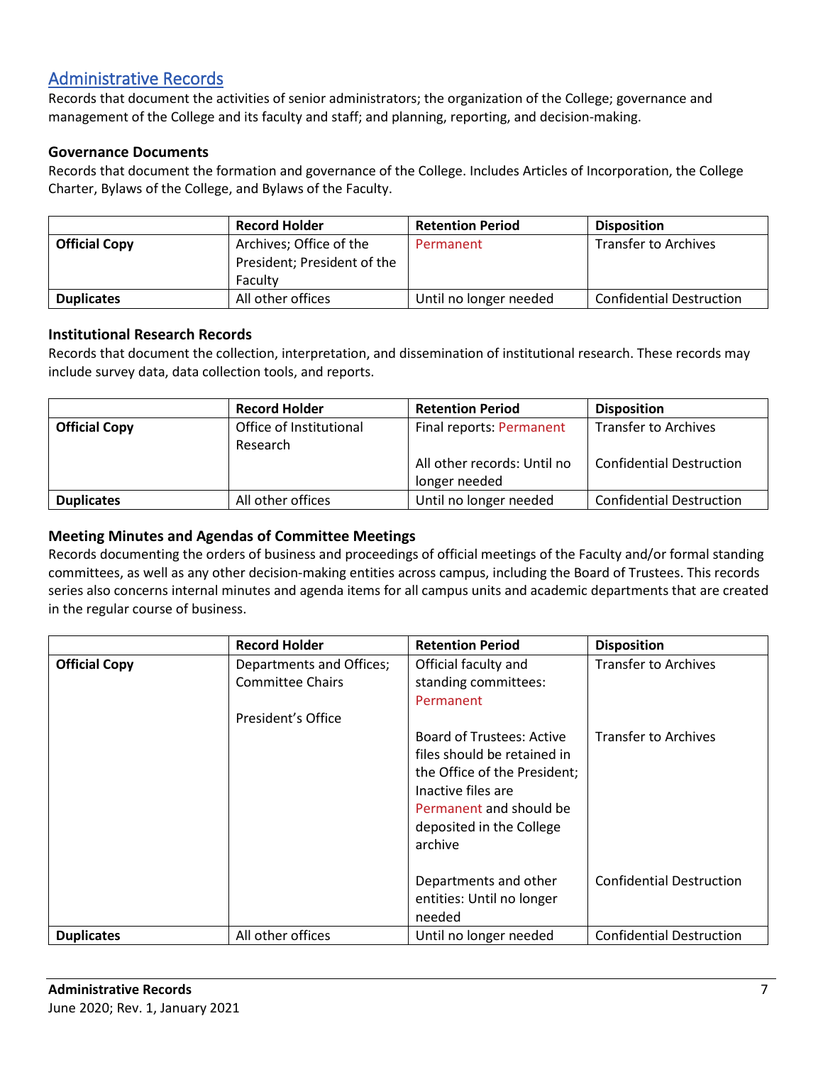## Administrative Records

Records that document the activities of senior administrators; the organization of the College; governance and management of the College and its faculty and staff; and planning, reporting, and decision-making.

### Governance Documents

Records that document the formation and governance of the College. Includes Articles of Incorporation, the College Charter, Bylaws of the College, and Bylaws of the Faculty.

| | Record Holder | Retention Period | Disposition |
|---|---|---|---|
| **Official Copy** | Archives; Office of the President; President of the Faculty | Permanent | Transfer to Archives |
| **Duplicates** | All other offices | Until no longer needed | Confidential Destruction |

### Institutional Research Records

Records that document the collection, interpretation, and dissemination of institutional research. These records may include survey data, data collection tools, and reports.

| | Record Holder | Retention Period | Disposition |
|---|---|---|---|
| **Official Copy** | Office of Institutional Research | Final reports: Permanent | Transfer to Archives |
| | | All other records: Until no longer needed | Confidential Destruction |
| **Duplicates** | All other offices | Until no longer needed | Confidential Destruction |

### Meeting Minutes and Agendas of Committee Meetings

Records documenting the orders of business and proceedings of official meetings of the Faculty and/or formal standing committees, as well as any other decision-making entities across campus, including the Board of Trustees. This records series also concerns internal minutes and agenda items for all campus units and academic departments that are created in the regular course of business.

| | Record Holder | Retention Period | Disposition |
|---|---|---|---|
| **Official Copy** | Departments and Offices; Committee Chairs | Official faculty and standing committees: Permanent | Transfer to Archives |
| | President's Office | Board of Trustees: Active files should be retained in the Office of the President; Inactive files are Permanent and should be deposited in the College archive | Transfer to Archives |
| | | Departments and other entities: Until no longer needed | Confidential Destruction |
| **Duplicates** | All other offices | Until no longer needed | Confidential Destruction |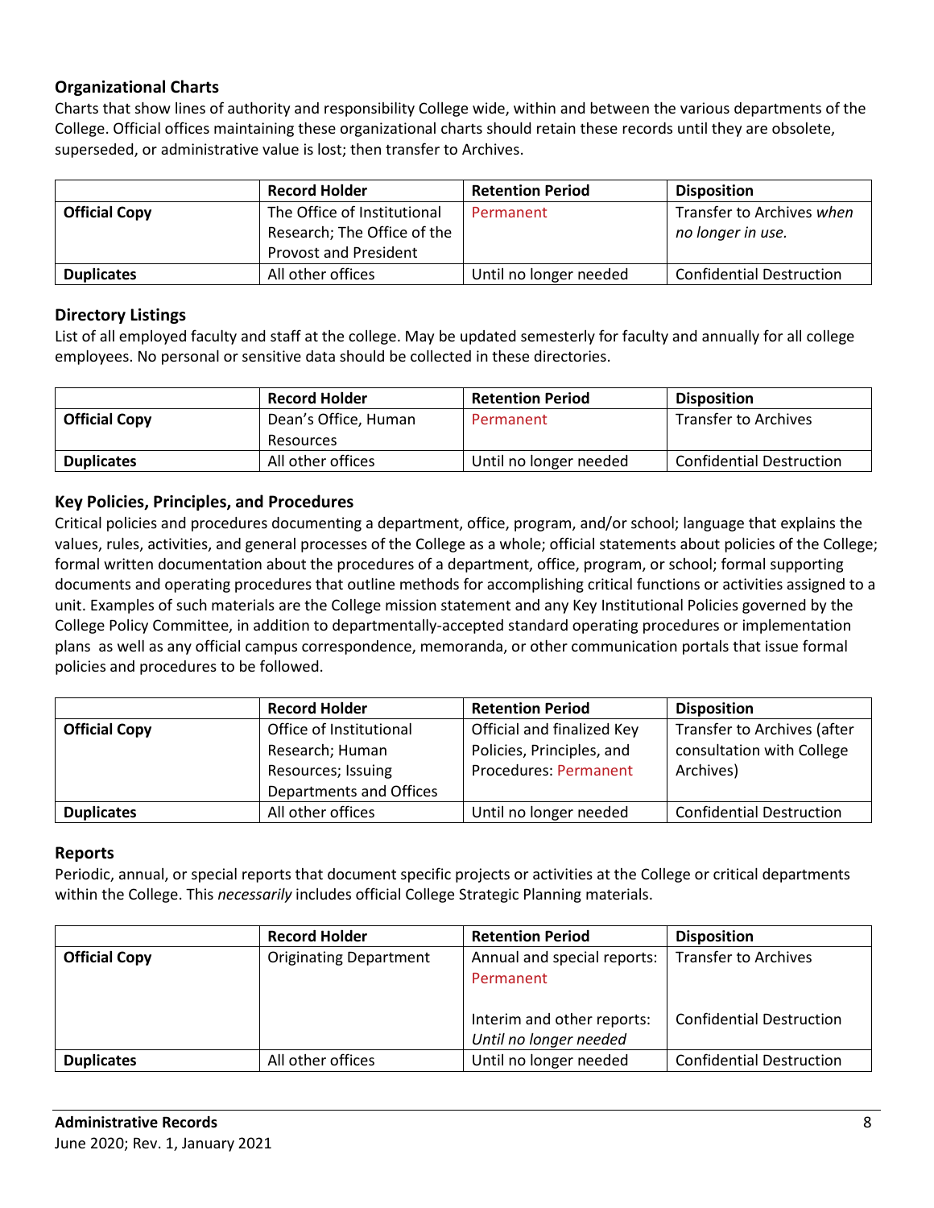### Organizational Charts

Charts that show lines of authority and responsibility College wide, within and between the various departments of the College. Official offices maintaining these organizational charts should retain these records until they are obsolete, superseded, or administrative value is lost; then transfer to Archives.

| | Record Holder | Retention Period | Disposition |
|---|---|---|---|
| **Official Copy** | The Office of Institutional Research; The Office of the Provost and President | Permanent | Transfer to Archives *when no longer in use.* |
| **Duplicates** | All other offices | Until no longer needed | Confidential Destruction |

### Directory Listings

List of all employed faculty and staff at the college. May be updated semesterly for faculty and annually for all college employees. No personal or sensitive data should be collected in these directories.

| | Record Holder | Retention Period | Disposition |
|---|---|---|---|
| **Official Copy** | Dean's Office, Human Resources | Permanent | Transfer to Archives |
| **Duplicates** | All other offices | Until no longer needed | Confidential Destruction |

### Key Policies, Principles, and Procedures

Critical policies and procedures documenting a department, office, program, and/or school; language that explains the values, rules, activities, and general processes of the College as a whole; official statements about policies of the College; formal written documentation about the procedures of a department, office, program, or school; formal supporting documents and operating procedures that outline methods for accomplishing critical functions or activities assigned to a unit. Examples of such materials are the College mission statement and any Key Institutional Policies governed by the College Policy Committee, in addition to departmentally-accepted standard operating procedures or implementation plans as well as any official campus correspondence, memoranda, or other communication portals that issue formal policies and procedures to be followed.

| | Record Holder | Retention Period | Disposition |
|---|---|---|---|
| **Official Copy** | Office of Institutional Research; Human Resources; Issuing Departments and Offices | Official and finalized Key Policies, Principles, and Procedures: Permanent | Transfer to Archives (after consultation with College Archives) |
| **Duplicates** | All other offices | Until no longer needed | Confidential Destruction |

### Reports

Periodic, annual, or special reports that document specific projects or activities at the College or critical departments within the College. This *necessarily* includes official College Strategic Planning materials.

| | Record Holder | Retention Period | Disposition |
|---|---|---|---|
| **Official Copy** | Originating Department | Annual and special reports: Permanent<br><br>Interim and other reports: *Until no longer needed* | Transfer to Archives<br><br>Confidential Destruction |
| **Duplicates** | All other offices | Until no longer needed | Confidential Destruction |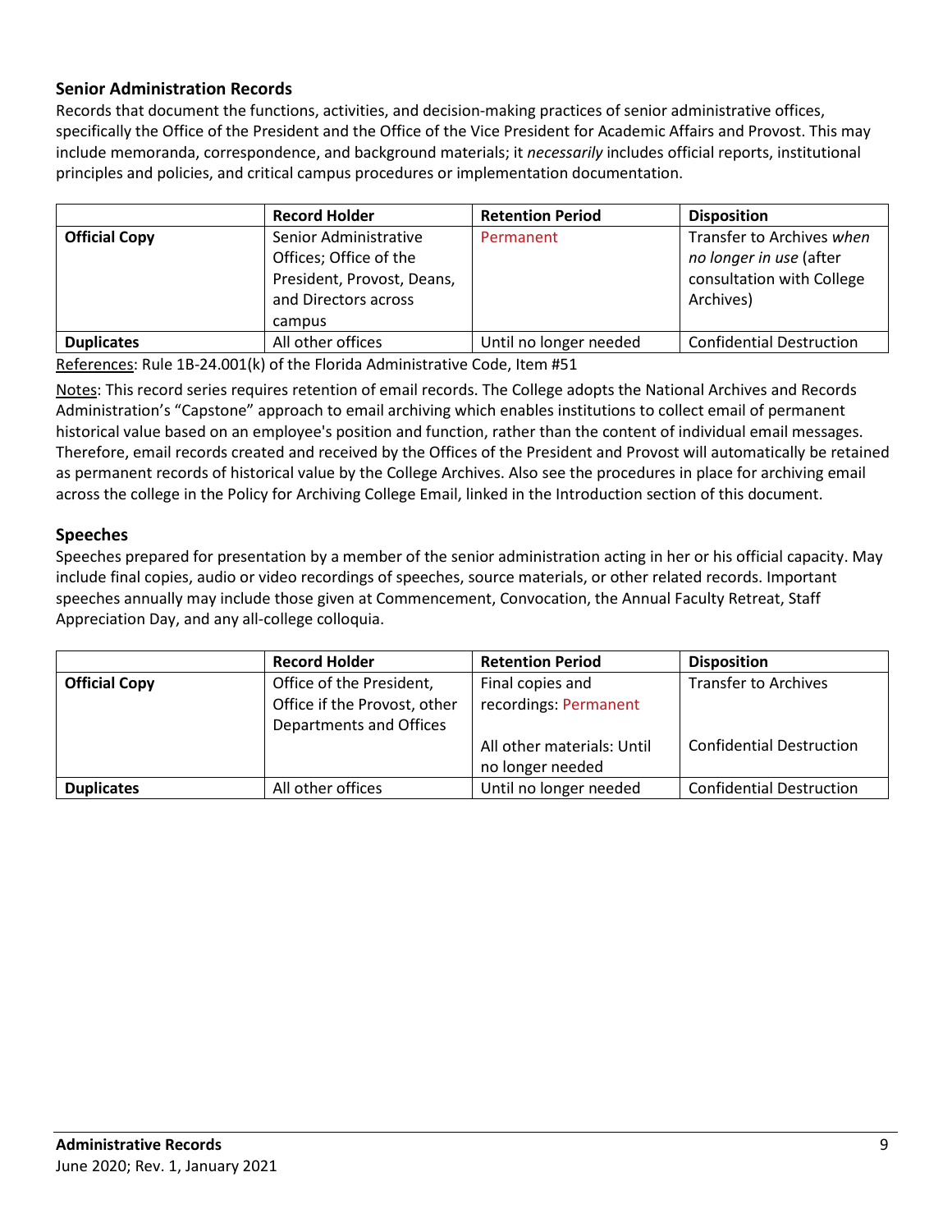### Senior Administration Records

Records that document the functions, activities, and decision-making practices of senior administrative offices, specifically the Office of the President and the Office of the Vice President for Academic Affairs and Provost. This may include memoranda, correspondence, and background materials; it *necessarily* includes official reports, institutional principles and policies, and critical campus procedures or implementation documentation.

| | Record Holder | Retention Period | Disposition |
|---|---|---|---|
| **Official Copy** | Senior Administrative Offices; Office of the President, Provost, Deans, and Directors across campus | Permanent | Transfer to Archives *when no longer in use* (after consultation with College Archives) |
| **Duplicates** | All other offices | Until no longer needed | Confidential Destruction |

References: Rule 1B-24.001(k) of the Florida Administrative Code, Item #51

Notes: This record series requires retention of email records. The College adopts the National Archives and Records Administration's "Capstone" approach to email archiving which enables institutions to collect email of permanent historical value based on an employee's position and function, rather than the content of individual email messages. Therefore, email records created and received by the Offices of the President and Provost will automatically be retained as permanent records of historical value by the College Archives. Also see the procedures in place for archiving email across the college in the Policy for Archiving College Email, linked in the Introduction section of this document.

### Speeches

Speeches prepared for presentation by a member of the senior administration acting in her or his official capacity. May include final copies, audio or video recordings of speeches, source materials, or other related records. Important speeches annually may include those given at Commencement, Convocation, the Annual Faculty Retreat, Staff Appreciation Day, and any all-college colloquia.

| | Record Holder | Retention Period | Disposition |
|---|---|---|---|
| **Official Copy** | Office of the President, Office if the Provost, other Departments and Offices | Final copies and recordings: Permanent | Transfer to Archives |
| | | All other materials: Until no longer needed | Confidential Destruction |
| **Duplicates** | All other offices | Until no longer needed | Confidential Destruction |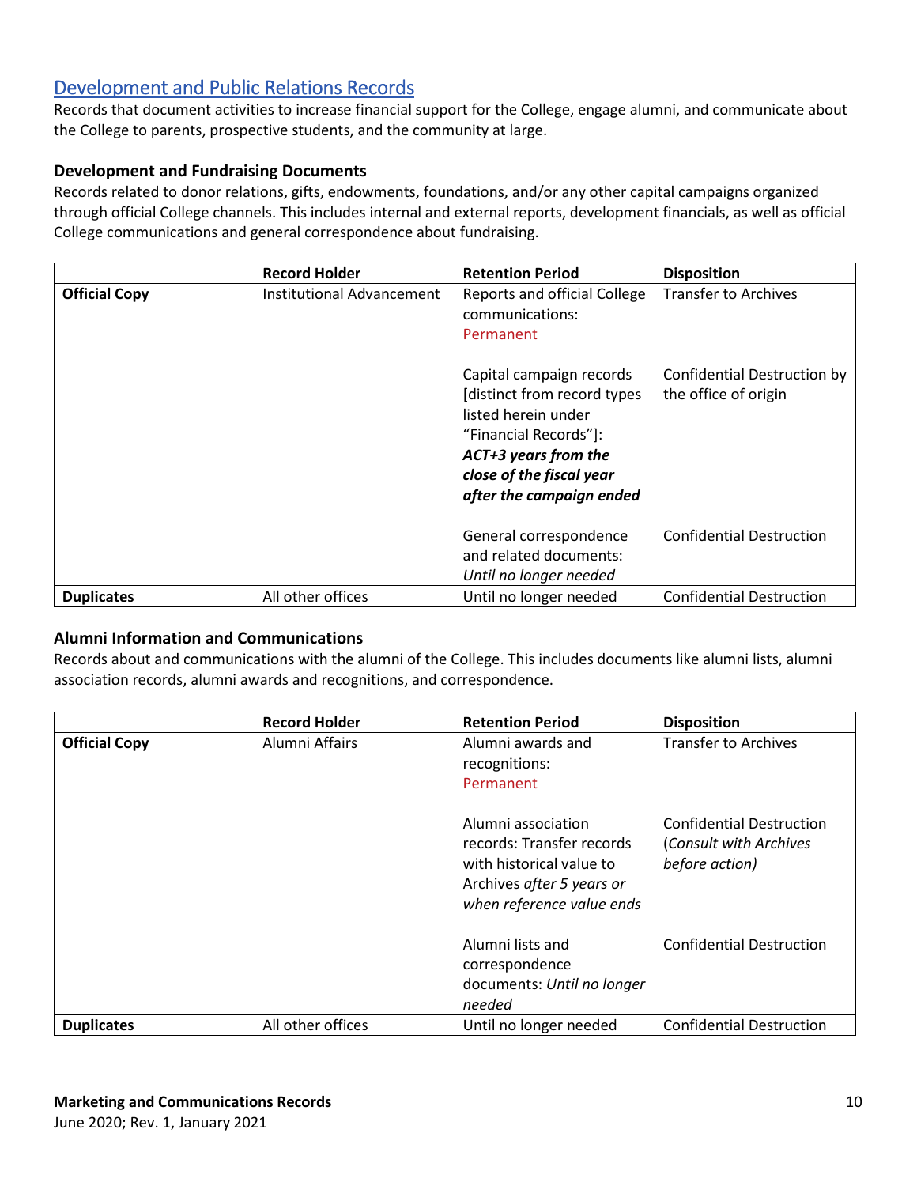## Development and Public Relations Records

Records that document activities to increase financial support for the College, engage alumni, and communicate about the College to parents, prospective students, and the community at large.

### Development and Fundraising Documents

Records related to donor relations, gifts, endowments, foundations, and/or any other capital campaigns organized through official College channels. This includes internal and external reports, development financials, as well as official College communications and general correspondence about fundraising.

| | Record Holder | Retention Period | Disposition |
|---|---|---|---|
| **Official Copy** | Institutional Advancement | Reports and official College communications: Permanent | Transfer to Archives |
| | | Capital campaign records [distinct from record types listed herein under "Financial Records"]: ***ACT+3 years from the close of the fiscal year after the campaign ended*** | Confidential Destruction by the office of origin |
| | | General correspondence and related documents: *Until no longer needed* | Confidential Destruction |
| **Duplicates** | All other offices | Until no longer needed | Confidential Destruction |

### Alumni Information and Communications

Records about and communications with the alumni of the College. This includes documents like alumni lists, alumni association records, alumni awards and recognitions, and correspondence.

| | Record Holder | Retention Period | Disposition |
|---|---|---|---|
| **Official Copy** | Alumni Affairs | Alumni awards and recognitions: Permanent | Transfer to Archives |
| | | Alumni association records: Transfer records with historical value to Archives *after 5 years or when reference value ends* | Confidential Destruction (*Consult with Archives before action)* |
| | | Alumni lists and correspondence documents: *Until no longer needed* | Confidential Destruction |
| **Duplicates** | All other offices | Until no longer needed | Confidential Destruction |

**Marketing and Communications Records**
June 2020; Rev. 1, January 2021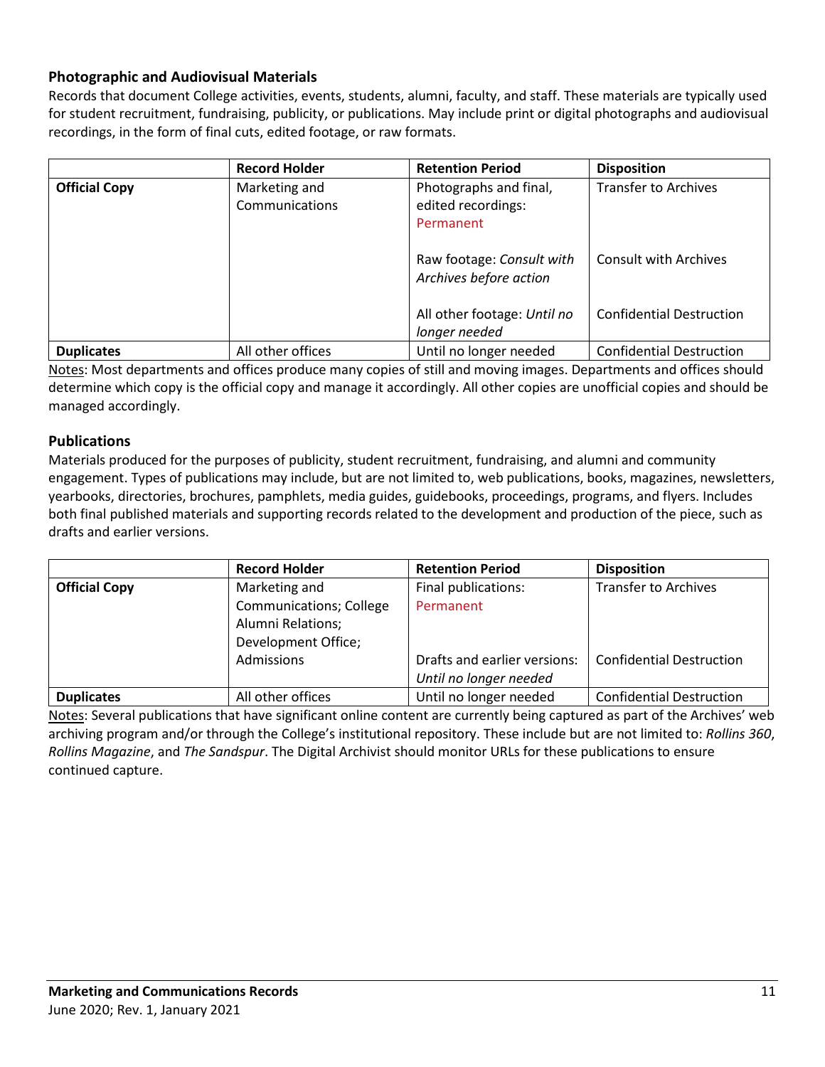### Photographic and Audiovisual Materials

Records that document College activities, events, students, alumni, faculty, and staff. These materials are typically used for student recruitment, fundraising, publicity, or publications. May include print or digital photographs and audiovisual recordings, in the form of final cuts, edited footage, or raw formats.

| | Record Holder | Retention Period | Disposition |
|---|---|---|---|
| **Official Copy** | Marketing and Communications | Photographs and final, edited recordings: Permanent | Transfer to Archives |
| | | Raw footage: *Consult with Archives before action* | Consult with Archives |
| | | All other footage: *Until no longer needed* | Confidential Destruction |
| **Duplicates** | All other offices | Until no longer needed | Confidential Destruction |

Notes: Most departments and offices produce many copies of still and moving images. Departments and offices should determine which copy is the official copy and manage it accordingly. All other copies are unofficial copies and should be managed accordingly.

### Publications

Materials produced for the purposes of publicity, student recruitment, fundraising, and alumni and community engagement. Types of publications may include, but are not limited to, web publications, books, magazines, newsletters, yearbooks, directories, brochures, pamphlets, media guides, guidebooks, proceedings, programs, and flyers. Includes both final published materials and supporting records related to the development and production of the piece, such as drafts and earlier versions.

| | Record Holder | Retention Period | Disposition |
|---|---|---|---|
| **Official Copy** | Marketing and Communications; College Alumni Relations; Development Office; Admissions | Final publications: Permanent | Transfer to Archives |
| | | Drafts and earlier versions: *Until no longer needed* | Confidential Destruction |
| **Duplicates** | All other offices | Until no longer needed | Confidential Destruction |

Notes: Several publications that have significant online content are currently being captured as part of the Archives' web archiving program and/or through the College's institutional repository. These include but are not limited to: *Rollins 360*, *Rollins Magazine*, and *The Sandspur*. The Digital Archivist should monitor URLs for these publications to ensure continued capture.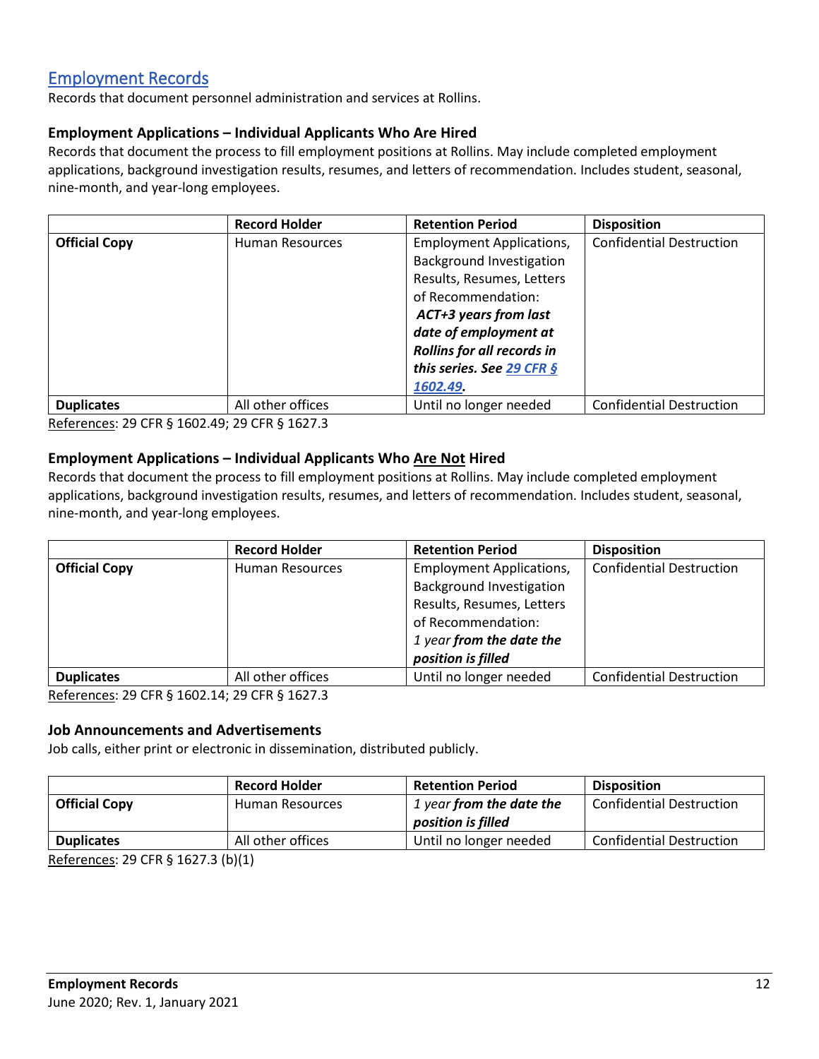## Employment Records

Records that document personnel administration and services at Rollins.

### Employment Applications – Individual Applicants Who Are Hired

Records that document the process to fill employment positions at Rollins. May include completed employment applications, background investigation results, resumes, and letters of recommendation. Includes student, seasonal, nine-month, and year-long employees.

| | Record Holder | Retention Period | Disposition |
|---|---|---|---|
| **Official Copy** | Human Resources | Employment Applications, Background Investigation Results, Resumes, Letters of Recommendation: ***ACT+3 years from last date of employment at Rollins for all records in this series. See 29 CFR § 1602.49.*** | Confidential Destruction |
| **Duplicates** | All other offices | Until no longer needed | Confidential Destruction |

References: 29 CFR § 1602.49; 29 CFR § 1627.3

### Employment Applications – Individual Applicants Who Are Not Hired

Records that document the process to fill employment positions at Rollins. May include completed employment applications, background investigation results, resumes, and letters of recommendation. Includes student, seasonal, nine-month, and year-long employees.

| | Record Holder | Retention Period | Disposition |
|---|---|---|---|
| **Official Copy** | Human Resources | Employment Applications, Background Investigation Results, Resumes, Letters of Recommendation: *1 year* ***from the date the position is filled*** | Confidential Destruction |
| **Duplicates** | All other offices | Until no longer needed | Confidential Destruction |

References: 29 CFR § 1602.14; 29 CFR § 1627.3

### Job Announcements and Advertisements

Job calls, either print or electronic in dissemination, distributed publicly.

| | Record Holder | Retention Period | Disposition |
|---|---|---|---|
| **Official Copy** | Human Resources | *1 year* ***from the date the position is filled*** | Confidential Destruction |
| **Duplicates** | All other offices | Until no longer needed | Confidential Destruction |

References: 29 CFR § 1627.3 (b)(1)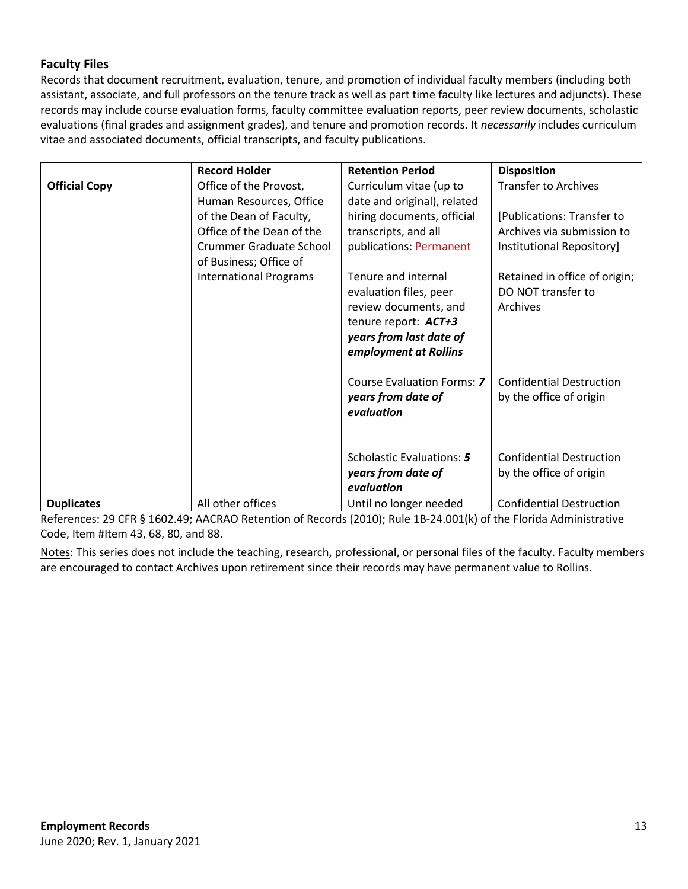### Faculty Files

Records that document recruitment, evaluation, tenure, and promotion of individual faculty members (including both assistant, associate, and full professors on the tenure track as well as part time faculty like lectures and adjuncts). These records may include course evaluation forms, faculty committee evaluation reports, peer review documents, scholastic evaluations (final grades and assignment grades), and tenure and promotion records. It *necessarily* includes curriculum vitae and associated documents, official transcripts, and faculty publications.

| | Record Holder | Retention Period | Disposition |
|---|---|---|---|
| **Official Copy** | Office of the Provost, Human Resources, Office of the Dean of Faculty, Office of the Dean of the Crummer Graduate School of Business; Office of International Programs | Curriculum vitae (up to date and original), related hiring documents, official transcripts, and all publications: Permanent | Transfer to Archives<br><br>[Publications: Transfer to Archives via submission to Institutional Repository] |
| | | Tenure and internal evaluation files, peer review documents, and tenure report: ***ACT+3 years from last date of employment at Rollins*** | Retained in office of origin; DO NOT transfer to Archives |
| | | Course Evaluation Forms: ***7 years from date of evaluation*** | Confidential Destruction by the office of origin |
| | | Scholastic Evaluations: ***5 years from date of evaluation*** | Confidential Destruction by the office of origin |
| **Duplicates** | All other offices | Until no longer needed | Confidential Destruction |

References: 29 CFR § 1602.49; AACRAO Retention of Records (2010); Rule 1B-24.001(k) of the Florida Administrative Code, Item #Item 43, 68, 80, and 88.

Notes: This series does not include the teaching, research, professional, or personal files of the faculty. Faculty members are encouraged to contact Archives upon retirement since their records may have permanent value to Rollins.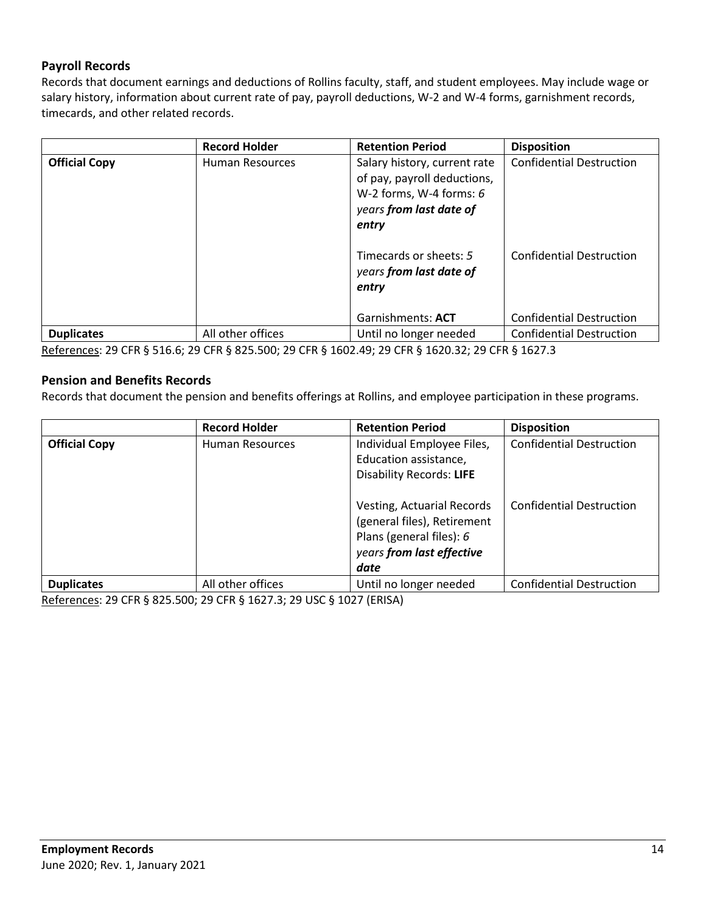### Payroll Records

Records that document earnings and deductions of Rollins faculty, staff, and student employees. May include wage or salary history, information about current rate of pay, payroll deductions, W-2 and W-4 forms, garnishment records, timecards, and other related records.

| | Record Holder | Retention Period | Disposition |
|---|---|---|---|
| **Official Copy** | Human Resources | Salary history, current rate of pay, payroll deductions, W-2 forms, W-4 forms: *6 years* ***from last date of entry*** | Confidential Destruction |
| | | Timecards or sheets: *5 years* ***from last date of entry*** | Confidential Destruction |
| | | Garnishments: **ACT** | Confidential Destruction |
| **Duplicates** | All other offices | Until no longer needed | Confidential Destruction |

References: 29 CFR § 516.6; 29 CFR § 825.500; 29 CFR § 1602.49; 29 CFR § 1620.32; 29 CFR § 1627.3

### Pension and Benefits Records

Records that document the pension and benefits offerings at Rollins, and employee participation in these programs.

| | Record Holder | Retention Period | Disposition |
|---|---|---|---|
| **Official Copy** | Human Resources | Individual Employee Files, Education assistance, Disability Records: **LIFE** | Confidential Destruction |
| | | Vesting, Actuarial Records (general files), Retirement Plans (general files): *6 years* ***from last effective date*** | Confidential Destruction |
| **Duplicates** | All other offices | Until no longer needed | Confidential Destruction |

References: 29 CFR § 825.500; 29 CFR § 1627.3; 29 USC § 1027 (ERISA)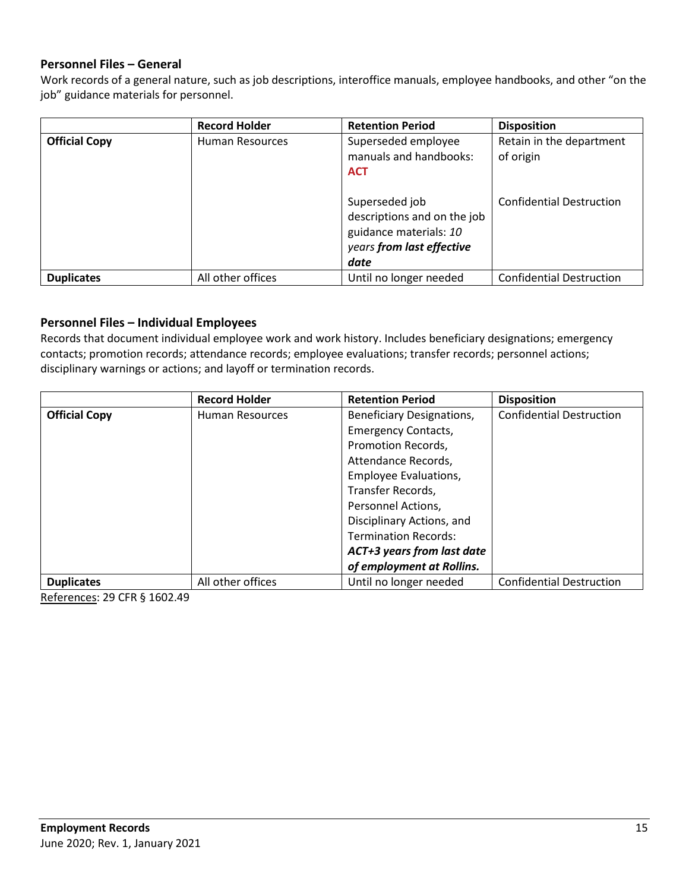### Personnel Files – General

Work records of a general nature, such as job descriptions, interoffice manuals, employee handbooks, and other "on the job" guidance materials for personnel.

| | Record Holder | Retention Period | Disposition |
|---|---|---|---|
| **Official Copy** | Human Resources | Superseded employee manuals and handbooks: **ACT**<br><br>Superseded job descriptions and on the job guidance materials: *10 years **from last effective date*** | Retain in the department of origin<br><br>Confidential Destruction |
| **Duplicates** | All other offices | Until no longer needed | Confidential Destruction |

### Personnel Files – Individual Employees

Records that document individual employee work and work history. Includes beneficiary designations; emergency contacts; promotion records; attendance records; employee evaluations; transfer records; personnel actions; disciplinary warnings or actions; and layoff or termination records.

| | Record Holder | Retention Period | Disposition |
|---|---|---|---|
| **Official Copy** | Human Resources | Beneficiary Designations, Emergency Contacts, Promotion Records, Attendance Records, Employee Evaluations, Transfer Records, Personnel Actions, Disciplinary Actions, and Termination Records: ***ACT+3 years from last date of employment at Rollins.*** | Confidential Destruction |
| **Duplicates** | All other offices | Until no longer needed | Confidential Destruction |

References: 29 CFR § 1602.49

**Employment Records**
June 2020; Rev. 1, January 2021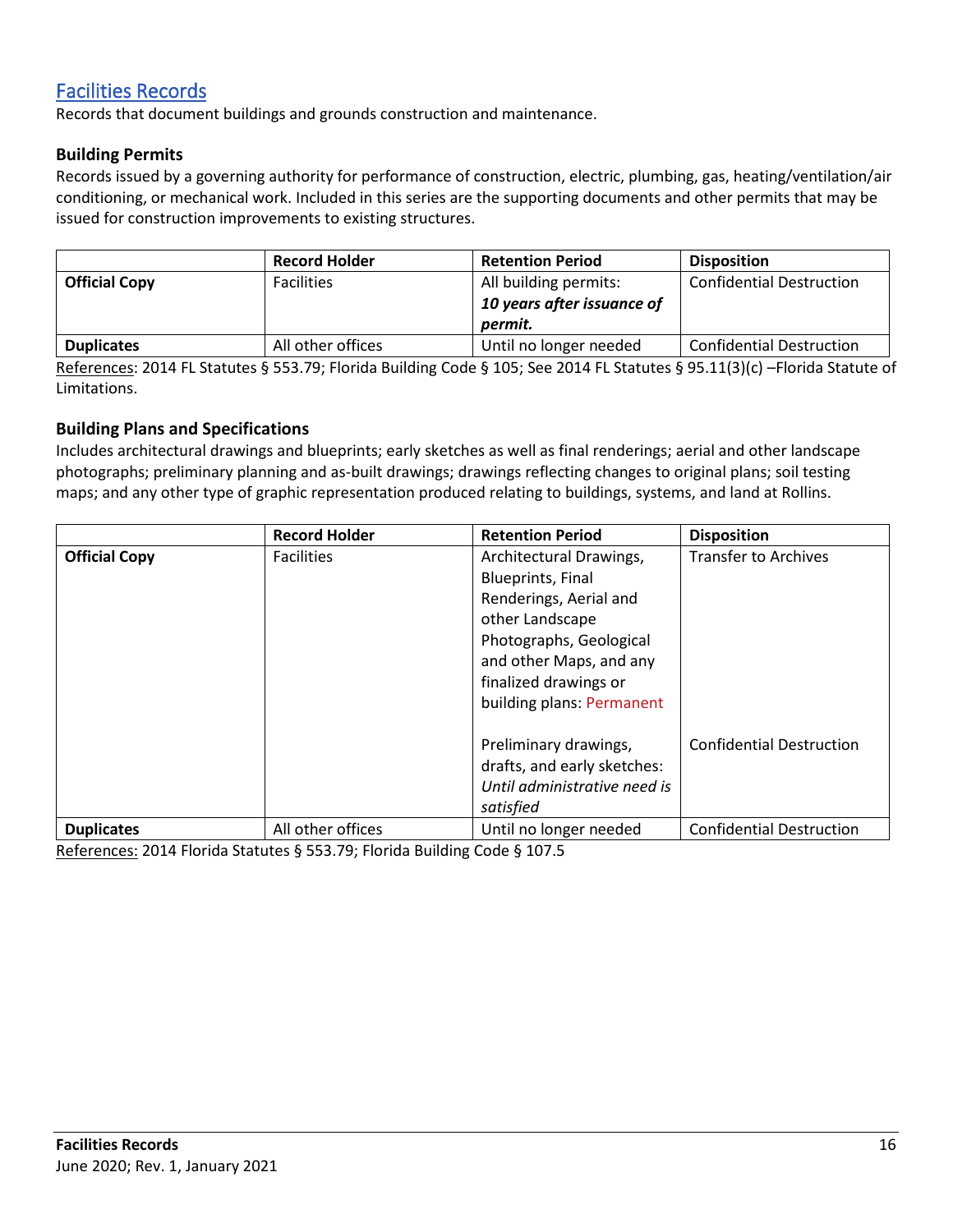## Facilities Records

Records that document buildings and grounds construction and maintenance.

### Building Permits

Records issued by a governing authority for performance of construction, electric, plumbing, gas, heating/ventilation/air conditioning, or mechanical work. Included in this series are the supporting documents and other permits that may be issued for construction improvements to existing structures.

| | Record Holder | Retention Period | Disposition |
|---|---|---|---|
| **Official Copy** | Facilities | All building permits: ***10 years after issuance of permit.*** | Confidential Destruction |
| **Duplicates** | All other offices | Until no longer needed | Confidential Destruction |

References: 2014 FL Statutes § 553.79; Florida Building Code § 105; See 2014 FL Statutes § 95.11(3)(c) –Florida Statute of Limitations.

### Building Plans and Specifications

Includes architectural drawings and blueprints; early sketches as well as final renderings; aerial and other landscape photographs; preliminary planning and as-built drawings; drawings reflecting changes to original plans; soil testing maps; and any other type of graphic representation produced relating to buildings, systems, and land at Rollins.

| | Record Holder | Retention Period | Disposition |
|---|---|---|---|
| **Official Copy** | Facilities | Architectural Drawings, Blueprints, Final Renderings, Aerial and other Landscape Photographs, Geological and other Maps, and any finalized drawings or building plans: Permanent | Transfer to Archives |
| | | Preliminary drawings, drafts, and early sketches: *Until administrative need is satisfied* | Confidential Destruction |
| **Duplicates** | All other offices | Until no longer needed | Confidential Destruction |

References: 2014 Florida Statutes § 553.79; Florida Building Code § 107.5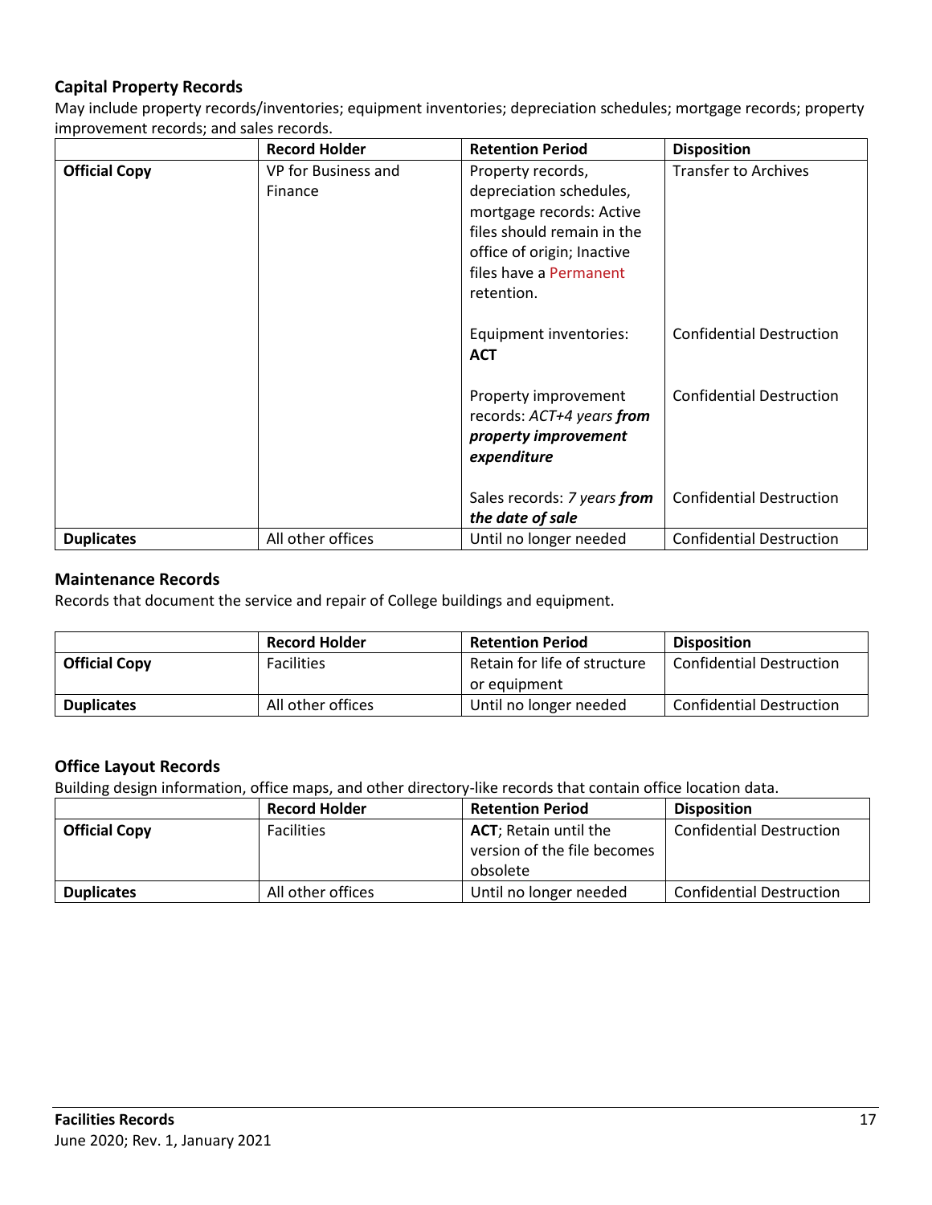### Capital Property Records

May include property records/inventories; equipment inventories; depreciation schedules; mortgage records; property improvement records; and sales records.

| | Record Holder | Retention Period | Disposition |
|---|---|---|---|
| **Official Copy** | VP for Business and Finance | Property records, depreciation schedules, mortgage records: Active files should remain in the office of origin; Inactive files have a Permanent retention. | Transfer to Archives |
| | | Equipment inventories: **ACT** | Confidential Destruction |
| | | Property improvement records: *ACT+4 years* ***from property improvement expenditure*** | Confidential Destruction |
| | | Sales records: *7 years* ***from the date of sale*** | Confidential Destruction |
| **Duplicates** | All other offices | Until no longer needed | Confidential Destruction |

### Maintenance Records

Records that document the service and repair of College buildings and equipment.

| | Record Holder | Retention Period | Disposition |
|---|---|---|---|
| **Official Copy** | Facilities | Retain for life of structure or equipment | Confidential Destruction |
| **Duplicates** | All other offices | Until no longer needed | Confidential Destruction |

### Office Layout Records

Building design information, office maps, and other directory-like records that contain office location data.

| | Record Holder | Retention Period | Disposition |
|---|---|---|---|
| **Official Copy** | Facilities | **ACT**; Retain until the version of the file becomes obsolete | Confidential Destruction |
| **Duplicates** | All other offices | Until no longer needed | Confidential Destruction |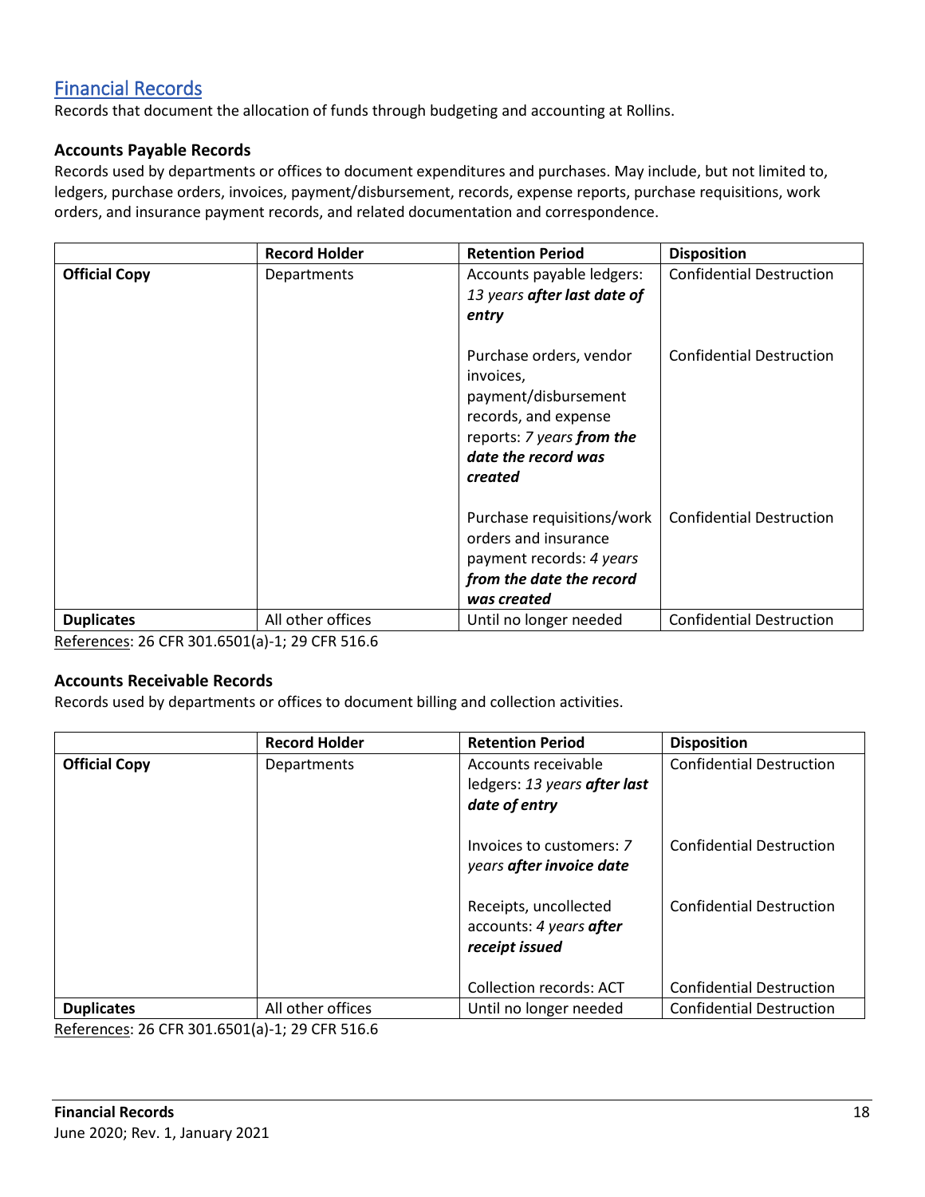## Financial Records

Records that document the allocation of funds through budgeting and accounting at Rollins.

### Accounts Payable Records

Records used by departments or offices to document expenditures and purchases. May include, but not limited to, ledgers, purchase orders, invoices, payment/disbursement, records, expense reports, purchase requisitions, work orders, and insurance payment records, and related documentation and correspondence.

| | Record Holder | Retention Period | Disposition |
|---|---|---|---|
| **Official Copy** | Departments | Accounts payable ledgers: *13 years **after last date of entry*** | Confidential Destruction |
| | | Purchase orders, vendor invoices, payment/disbursement records, and expense reports: *7 years **from the date the record was created*** | Confidential Destruction |
| | | Purchase requisitions/work orders and insurance payment records: *4 years **from the date the record was created*** | Confidential Destruction |
| **Duplicates** | All other offices | Until no longer needed | Confidential Destruction |

References: 26 CFR 301.6501(a)-1; 29 CFR 516.6

### Accounts Receivable Records

Records used by departments or offices to document billing and collection activities.

| | Record Holder | Retention Period | Disposition |
|---|---|---|---|
| **Official Copy** | Departments | Accounts receivable ledgers: *13 years **after last date of entry*** | Confidential Destruction |
| | | Invoices to customers: *7 years **after invoice date*** | Confidential Destruction |
| | | Receipts, uncollected accounts: *4 years **after receipt issued*** | Confidential Destruction |
| | | Collection records: ACT | Confidential Destruction |
| **Duplicates** | All other offices | Until no longer needed | Confidential Destruction |

References: 26 CFR 301.6501(a)-1; 29 CFR 516.6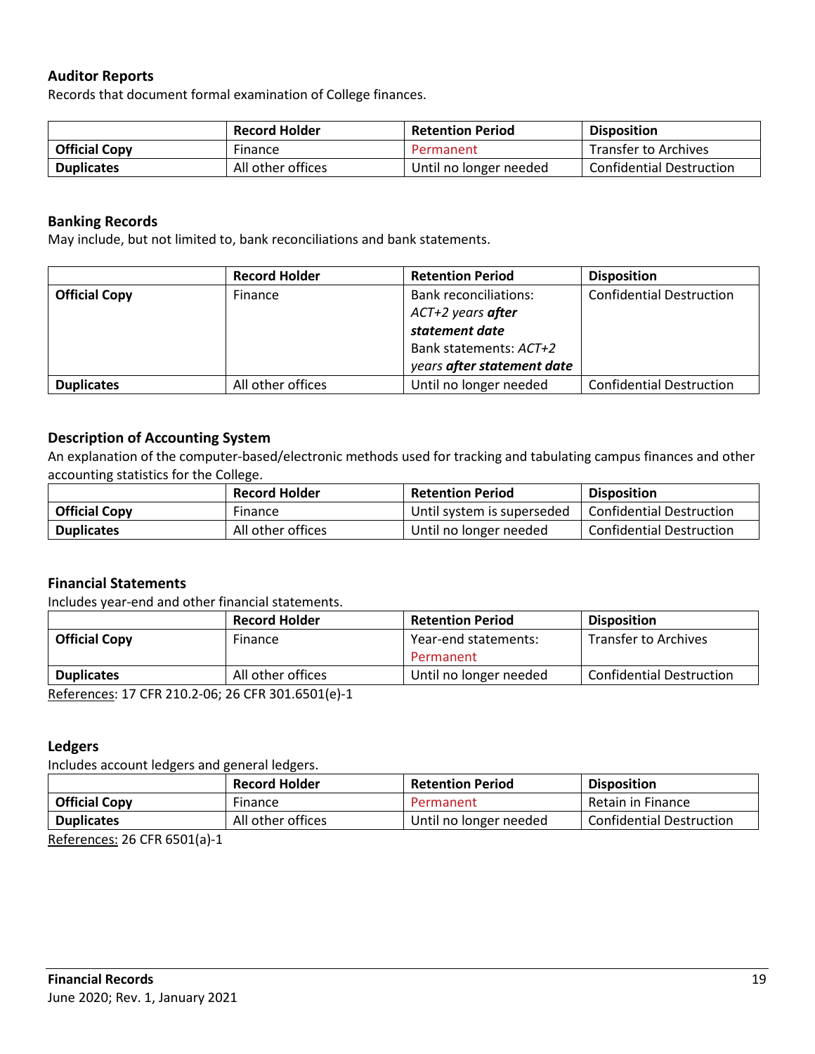### Auditor Reports

Records that document formal examination of College finances.

| | Record Holder | Retention Period | Disposition |
|---|---|---|---|
| **Official Copy** | Finance | Permanent | Transfer to Archives |
| **Duplicates** | All other offices | Until no longer needed | Confidential Destruction |

### Banking Records

May include, but not limited to, bank reconciliations and bank statements.

| | Record Holder | Retention Period | Disposition |
|---|---|---|---|
| **Official Copy** | Finance | Bank reconciliations: *ACT+2 years* ***after statement date*** Bank statements: *ACT+2 years* ***after statement date*** | Confidential Destruction |
| **Duplicates** | All other offices | Until no longer needed | Confidential Destruction |

### Description of Accounting System

An explanation of the computer-based/electronic methods used for tracking and tabulating campus finances and other accounting statistics for the College.

| | Record Holder | Retention Period | Disposition |
|---|---|---|---|
| **Official Copy** | Finance | Until system is superseded | Confidential Destruction |
| **Duplicates** | All other offices | Until no longer needed | Confidential Destruction |

### Financial Statements

Includes year-end and other financial statements.

| | Record Holder | Retention Period | Disposition |
|---|---|---|---|
| **Official Copy** | Finance | Year-end statements: Permanent | Transfer to Archives |
| **Duplicates** | All other offices | Until no longer needed | Confidential Destruction |

References: 17 CFR 210.2-06; 26 CFR 301.6501(e)-1

### Ledgers

Includes account ledgers and general ledgers.

| | Record Holder | Retention Period | Disposition |
|---|---|---|---|
| **Official Copy** | Finance | Permanent | Retain in Finance |
| **Duplicates** | All other offices | Until no longer needed | Confidential Destruction |

References: 26 CFR 6501(a)-1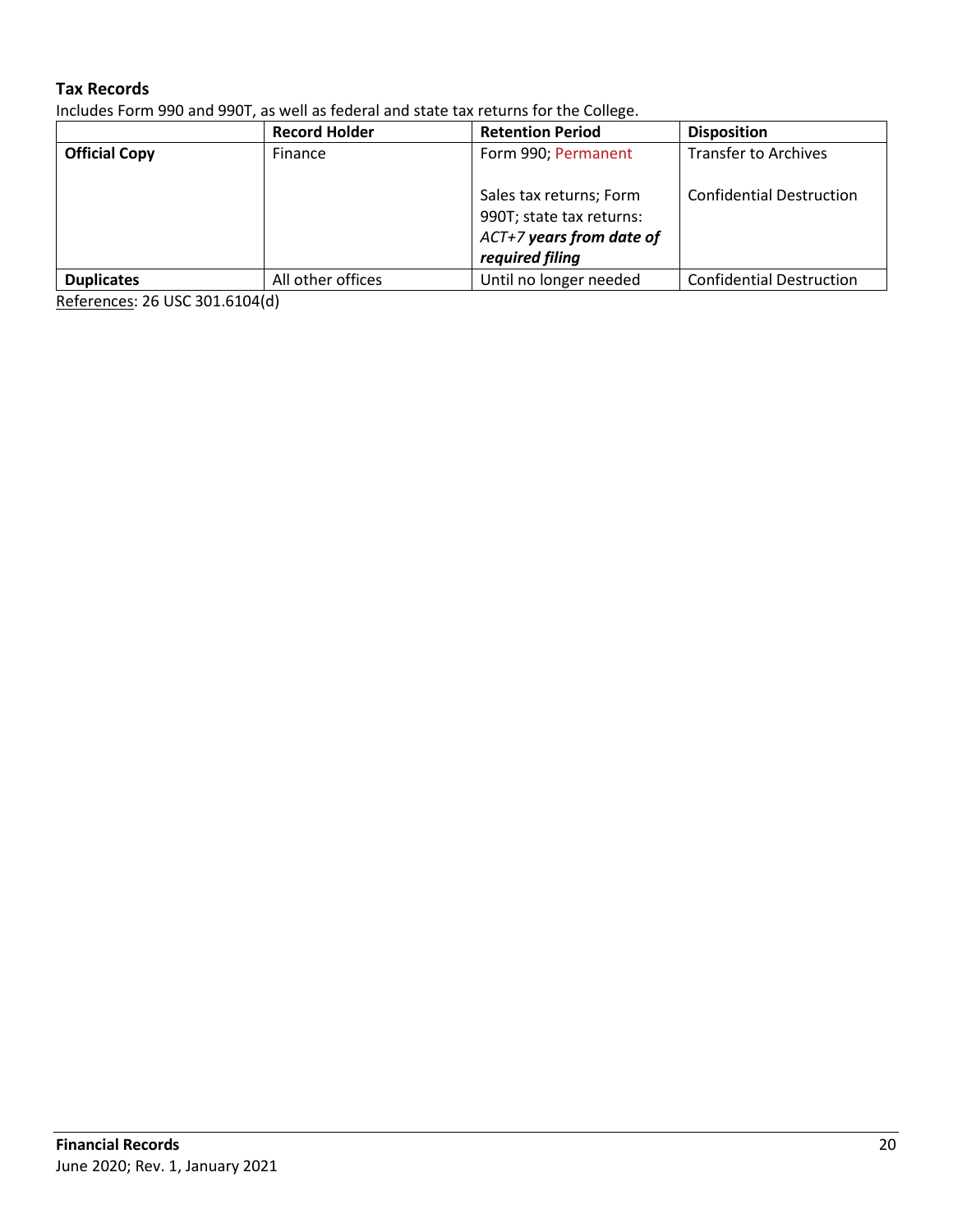### Tax Records

Includes Form 990 and 990T, as well as federal and state tax returns for the College.

| | Record Holder | Retention Period | Disposition |
|---|---|---|---|
| **Official Copy** | Finance | Form 990; Permanent<br><br>Sales tax returns; Form 990T; state tax returns: *ACT+7* ***years from date of required filing*** | Transfer to Archives<br><br>Confidential Destruction |
| **Duplicates** | All other offices | Until no longer needed | Confidential Destruction |

References: 26 USC 301.6104(d)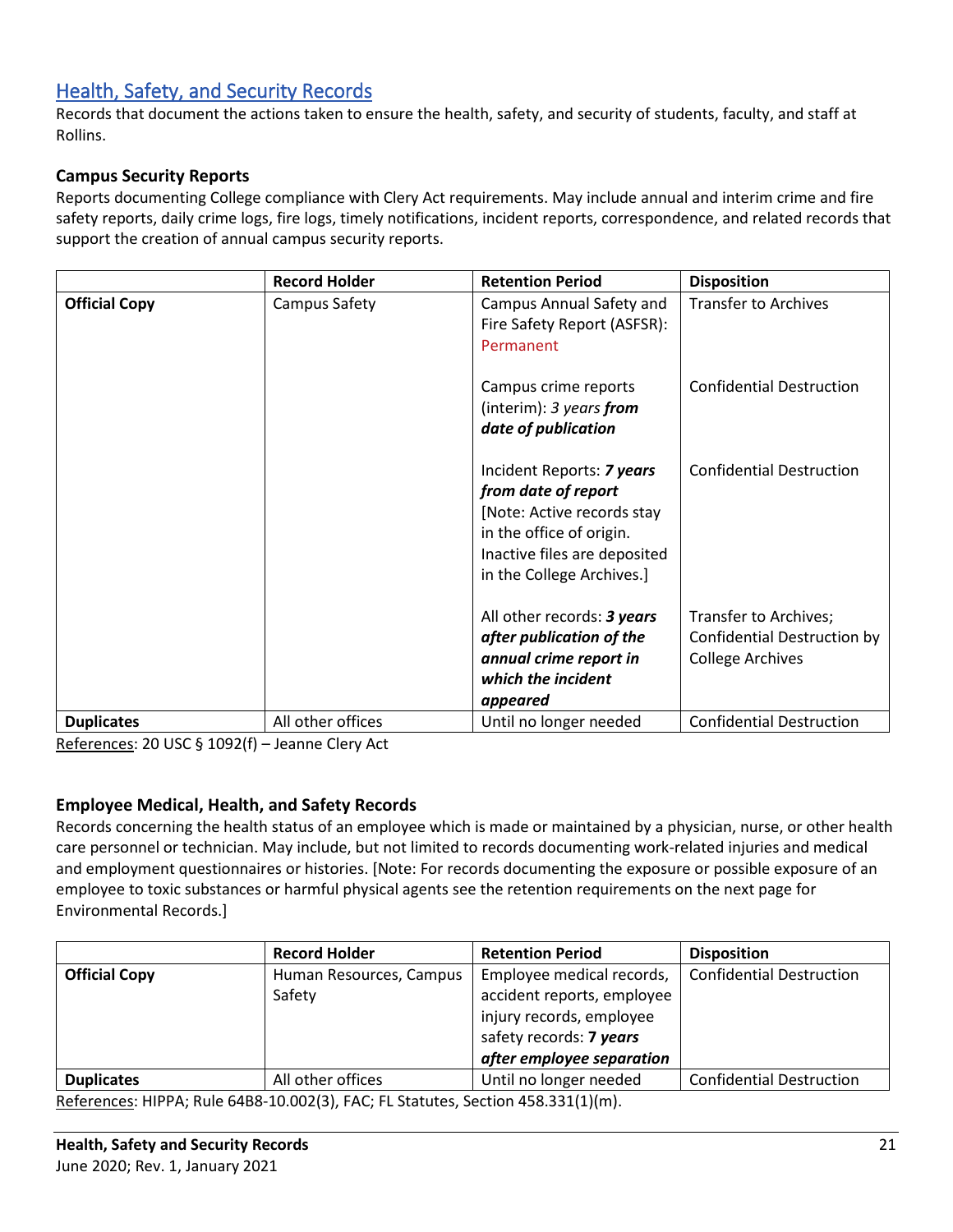## Health, Safety, and Security Records

Records that document the actions taken to ensure the health, safety, and security of students, faculty, and staff at Rollins.

### Campus Security Reports

Reports documenting College compliance with Clery Act requirements. May include annual and interim crime and fire safety reports, daily crime logs, fire logs, timely notifications, incident reports, correspondence, and related records that support the creation of annual campus security reports.

| | Record Holder | Retention Period | Disposition |
|---|---|---|---|
| **Official Copy** | Campus Safety | Campus Annual Safety and Fire Safety Report (ASFSR): Permanent | Transfer to Archives |
| | | Campus crime reports (interim): *3 years* ***from date of publication*** | Confidential Destruction |
| | | Incident Reports: ***7 years from date of report*** [Note: Active records stay in the office of origin. Inactive files are deposited in the College Archives.] | Confidential Destruction |
| | | All other records: ***3 years after publication of the annual crime report in which the incident appeared*** | Transfer to Archives; Confidential Destruction by College Archives |
| **Duplicates** | All other offices | Until no longer needed | Confidential Destruction |

References: 20 USC § 1092(f) – Jeanne Clery Act

### Employee Medical, Health, and Safety Records

Records concerning the health status of an employee which is made or maintained by a physician, nurse, or other health care personnel or technician. May include, but not limited to records documenting work-related injuries and medical and employment questionnaires or histories. [Note: For records documenting the exposure or possible exposure of an employee to toxic substances or harmful physical agents see the retention requirements on the next page for Environmental Records.]

| | Record Holder | Retention Period | Disposition |
|---|---|---|---|
| **Official Copy** | Human Resources, Campus Safety | Employee medical records, accident reports, employee injury records, employee safety records: **7 years *after employee separation*** | Confidential Destruction |
| **Duplicates** | All other offices | Until no longer needed | Confidential Destruction |

References: HIPPA; Rule 64B8-10.002(3), FAC; FL Statutes, Section 458.331(1)(m).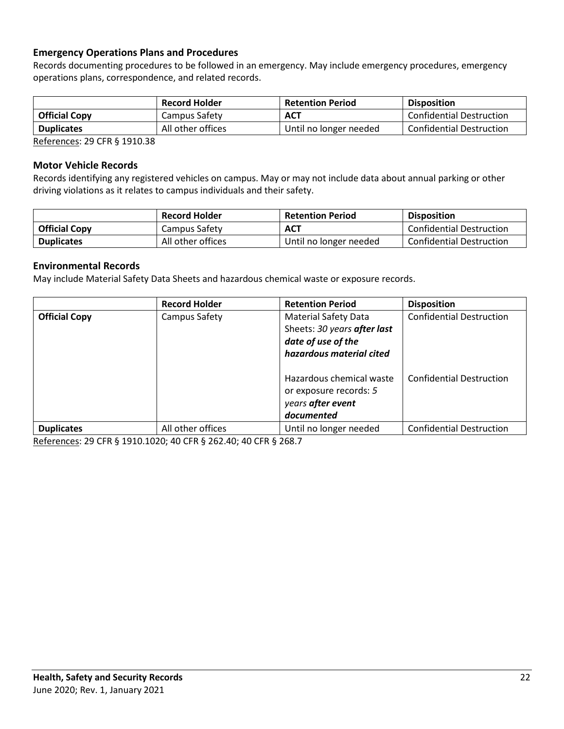### Emergency Operations Plans and Procedures

Records documenting procedures to be followed in an emergency. May include emergency procedures, emergency operations plans, correspondence, and related records.

| | Record Holder | Retention Period | Disposition |
|---|---|---|---|
| **Official Copy** | Campus Safety | **ACT** | Confidential Destruction |
| **Duplicates** | All other offices | Until no longer needed | Confidential Destruction |

References: 29 CFR § 1910.38

### Motor Vehicle Records

Records identifying any registered vehicles on campus. May or may not include data about annual parking or other driving violations as it relates to campus individuals and their safety.

| | Record Holder | Retention Period | Disposition |
|---|---|---|---|
| **Official Copy** | Campus Safety | **ACT** | Confidential Destruction |
| **Duplicates** | All other offices | Until no longer needed | Confidential Destruction |

### Environmental Records

May include Material Safety Data Sheets and hazardous chemical waste or exposure records.

| | Record Holder | Retention Period | Disposition |
|---|---|---|---|
| **Official Copy** | Campus Safety | Material Safety Data Sheets: *30 years **after last date of use of the hazardous material cited*** | Confidential Destruction |
| | | Hazardous chemical waste or exposure records: *5 years **after event documented*** | Confidential Destruction |
| **Duplicates** | All other offices | Until no longer needed | Confidential Destruction |

References: 29 CFR § 1910.1020; 40 CFR § 262.40; 40 CFR § 268.7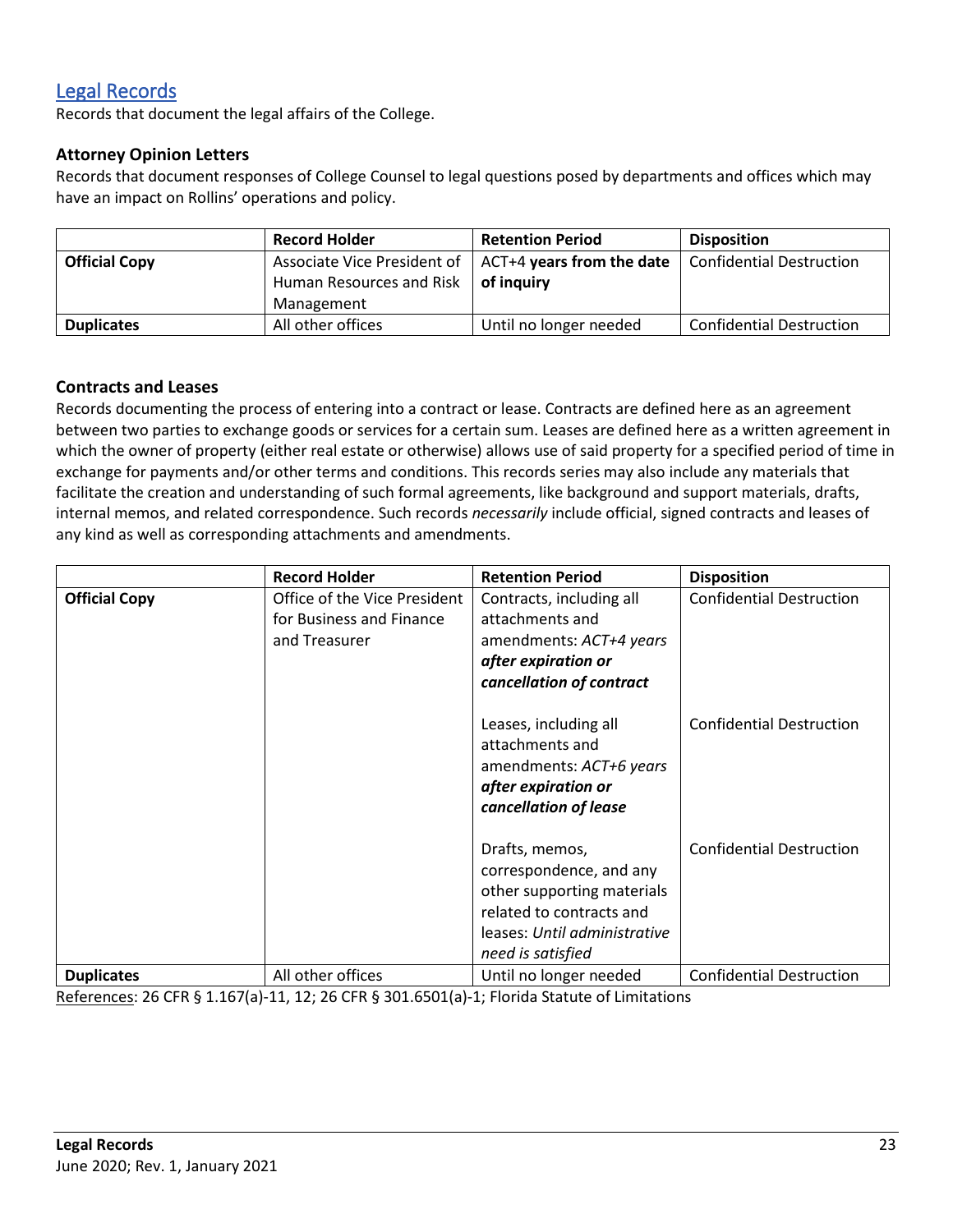## Legal Records

Records that document the legal affairs of the College.

### Attorney Opinion Letters

Records that document responses of College Counsel to legal questions posed by departments and offices which may have an impact on Rollins' operations and policy.

| | Record Holder | Retention Period | Disposition |
|---|---|---|---|
| **Official Copy** | Associate Vice President of Human Resources and Risk Management | ACT+4 **years from the date of inquiry** | Confidential Destruction |
| **Duplicates** | All other offices | Until no longer needed | Confidential Destruction |

### Contracts and Leases

Records documenting the process of entering into a contract or lease. Contracts are defined here as an agreement between two parties to exchange goods or services for a certain sum. Leases are defined here as a written agreement in which the owner of property (either real estate or otherwise) allows use of said property for a specified period of time in exchange for payments and/or other terms and conditions. This records series may also include any materials that facilitate the creation and understanding of such formal agreements, like background and support materials, drafts, internal memos, and related correspondence. Such records *necessarily* include official, signed contracts and leases of any kind as well as corresponding attachments and amendments.

| | Record Holder | Retention Period | Disposition |
|---|---|---|---|
| **Official Copy** | Office of the Vice President for Business and Finance and Treasurer | Contracts, including all attachments and amendments: *ACT+4 years **after expiration or cancellation of contract*** | Confidential Destruction |
| | | Leases, including all attachments and amendments: *ACT+6 years **after expiration or cancellation of lease*** | Confidential Destruction |
| | | Drafts, memos, correspondence, and any other supporting materials related to contracts and leases: *Until administrative need is satisfied* | Confidential Destruction |
| **Duplicates** | All other offices | Until no longer needed | Confidential Destruction |

References: 26 CFR § 1.167(a)-11, 12; 26 CFR § 301.6501(a)-1; Florida Statute of Limitations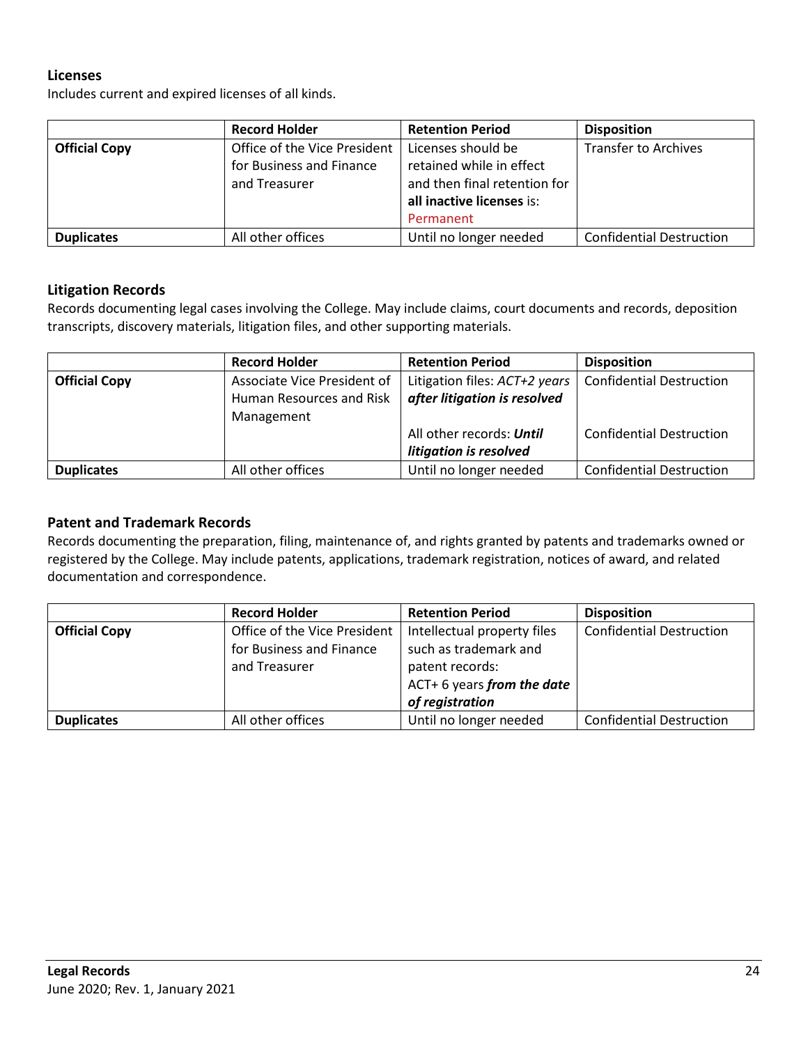### Licenses

Includes current and expired licenses of all kinds.

| | Record Holder | Retention Period | Disposition |
|---|---|---|---|
| **Official Copy** | Office of the Vice President for Business and Finance and Treasurer | Licenses should be retained while in effect and then final retention for **all inactive licenses** is: Permanent | Transfer to Archives |
| **Duplicates** | All other offices | Until no longer needed | Confidential Destruction |

### Litigation Records

Records documenting legal cases involving the College. May include claims, court documents and records, deposition transcripts, discovery materials, litigation files, and other supporting materials.

| | Record Holder | Retention Period | Disposition |
|---|---|---|---|
| **Official Copy** | Associate Vice President of Human Resources and Risk Management | Litigation files: *ACT+2 years* ***after litigation is resolved*** | Confidential Destruction |
| | | All other records: ***Until litigation is resolved*** | Confidential Destruction |
| **Duplicates** | All other offices | Until no longer needed | Confidential Destruction |

### Patent and Trademark Records

Records documenting the preparation, filing, maintenance of, and rights granted by patents and trademarks owned or registered by the College. May include patents, applications, trademark registration, notices of award, and related documentation and correspondence.

| | Record Holder | Retention Period | Disposition |
|---|---|---|---|
| **Official Copy** | Office of the Vice President for Business and Finance and Treasurer | Intellectual property files such as trademark and patent records: ACT+ 6 years ***from the date of registration*** | Confidential Destruction |
| **Duplicates** | All other offices | Until no longer needed | Confidential Destruction |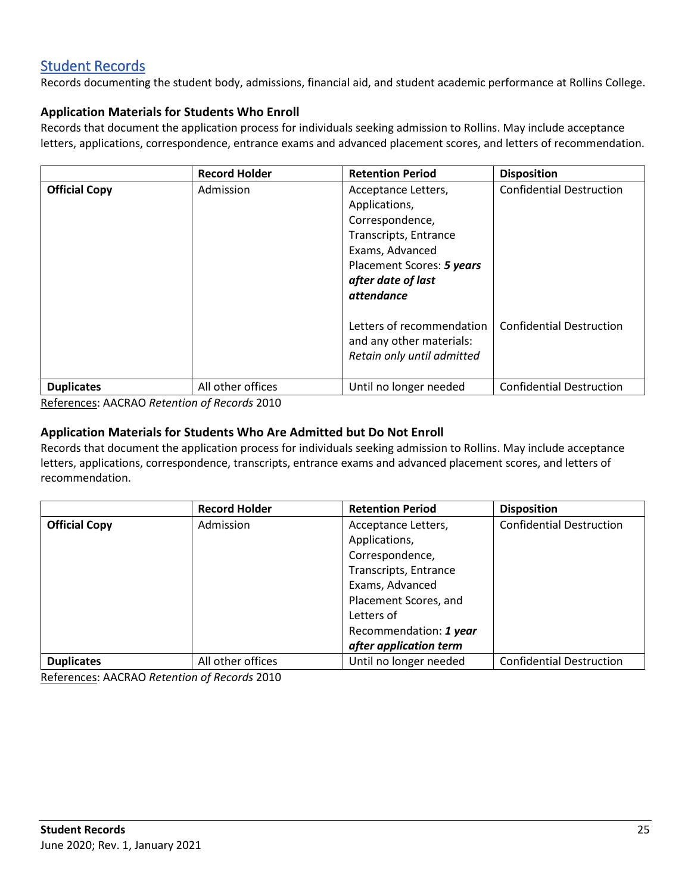## Student Records

Records documenting the student body, admissions, financial aid, and student academic performance at Rollins College.

### Application Materials for Students Who Enroll

Records that document the application process for individuals seeking admission to Rollins. May include acceptance letters, applications, correspondence, entrance exams and advanced placement scores, and letters of recommendation.

| | Record Holder | Retention Period | Disposition |
|---|---|---|---|
| **Official Copy** | Admission | Acceptance Letters, Applications, Correspondence, Transcripts, Entrance Exams, Advanced Placement Scores: ***5 years after date of last attendance*** | Confidential Destruction |
| | | Letters of recommendation and any other materials: *Retain only until admitted* | Confidential Destruction |
| **Duplicates** | All other offices | Until no longer needed | Confidential Destruction |

References: AACRAO *Retention of Records* 2010

### Application Materials for Students Who Are Admitted but Do Not Enroll

Records that document the application process for individuals seeking admission to Rollins. May include acceptance letters, applications, correspondence, transcripts, entrance exams and advanced placement scores, and letters of recommendation.

| | Record Holder | Retention Period | Disposition |
|---|---|---|---|
| **Official Copy** | Admission | Acceptance Letters, Applications, Correspondence, Transcripts, Entrance Exams, Advanced Placement Scores, and Letters of Recommendation: ***1 year after application term*** | Confidential Destruction |
| **Duplicates** | All other offices | Until no longer needed | Confidential Destruction |

References: AACRAO *Retention of Records* 2010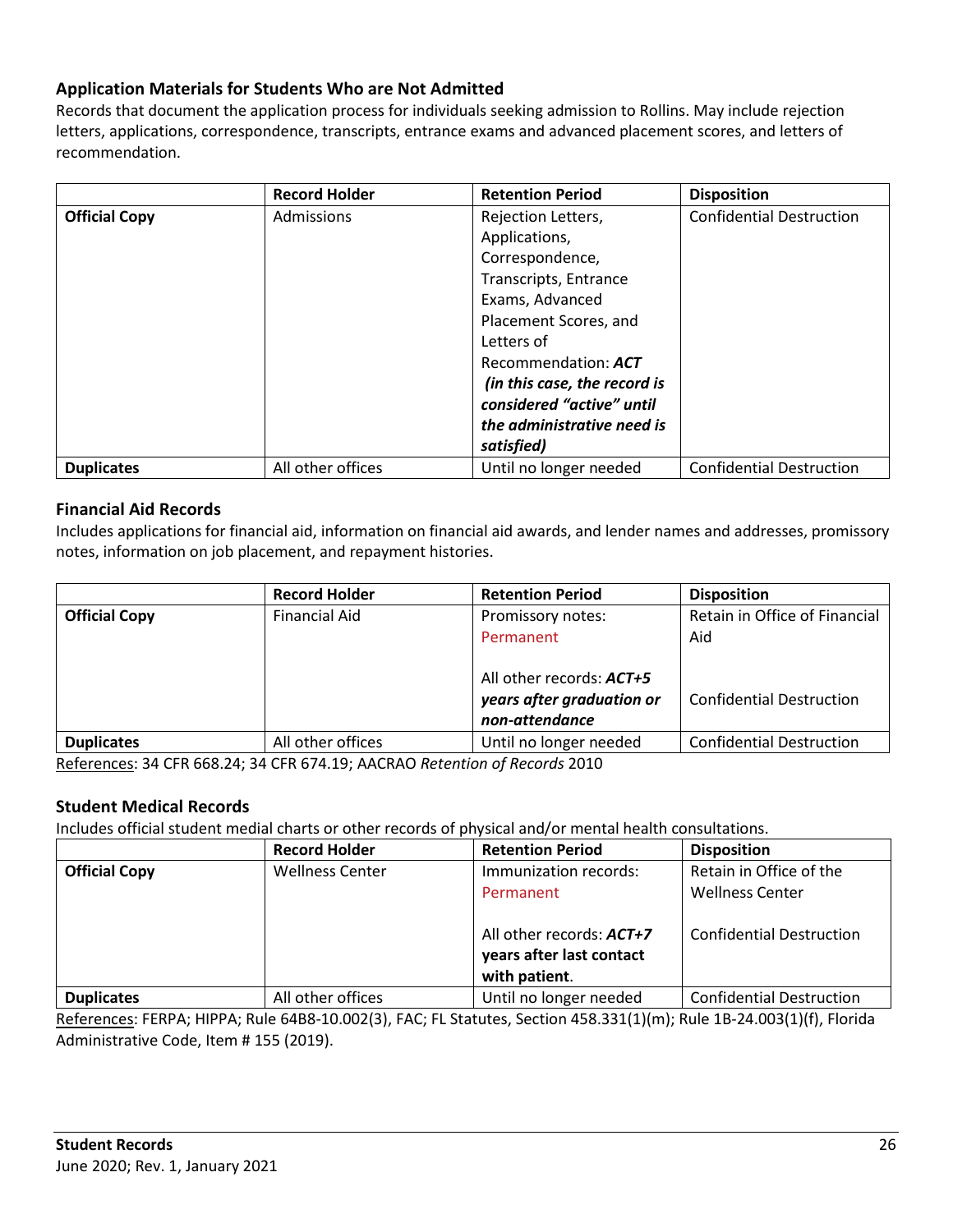### Application Materials for Students Who are Not Admitted

Records that document the application process for individuals seeking admission to Rollins. May include rejection letters, applications, correspondence, transcripts, entrance exams and advanced placement scores, and letters of recommendation.

| | Record Holder | Retention Period | Disposition |
|---|---|---|---|
| **Official Copy** | Admissions | Rejection Letters, Applications, Correspondence, Transcripts, Entrance Exams, Advanced Placement Scores, and Letters of Recommendation: ***ACT (in this case, the record is considered "active" until the administrative need is satisfied)*** | Confidential Destruction |
| **Duplicates** | All other offices | Until no longer needed | Confidential Destruction |

### Financial Aid Records

Includes applications for financial aid, information on financial aid awards, and lender names and addresses, promissory notes, information on job placement, and repayment histories.

| | Record Holder | Retention Period | Disposition |
|---|---|---|---|
| **Official Copy** | Financial Aid | Promissory notes: Permanent<br><br>All other records: ***ACT+5 years after graduation or non-attendance*** | Retain in Office of Financial Aid<br><br>Confidential Destruction |
| **Duplicates** | All other offices | Until no longer needed | Confidential Destruction |

References: 34 CFR 668.24; 34 CFR 674.19; AACRAO *Retention of Records* 2010

### Student Medical Records

Includes official student medial charts or other records of physical and/or mental health consultations.

| | Record Holder | Retention Period | Disposition |
|---|---|---|---|
| **Official Copy** | Wellness Center | Immunization records: Permanent<br><br>All other records: ***ACT+7*** **years after last contact with patient**. | Retain in Office of the Wellness Center<br><br>Confidential Destruction |
| **Duplicates** | All other offices | Until no longer needed | Confidential Destruction |

References: FERPA; HIPPA; Rule 64B8-10.002(3), FAC; FL Statutes, Section 458.331(1)(m); Rule 1B-24.003(1)(f), Florida Administrative Code, Item # 155 (2019).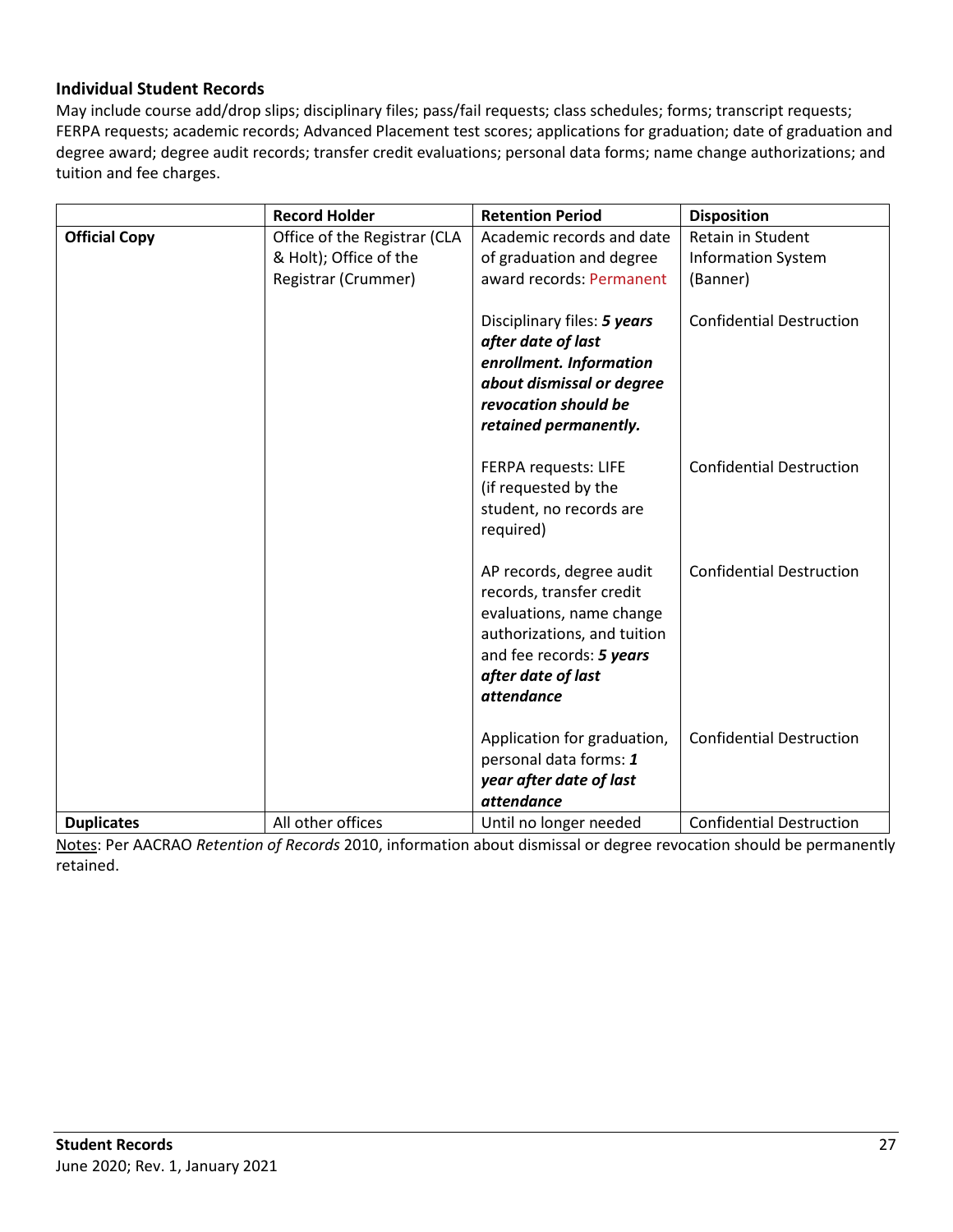### Individual Student Records

May include course add/drop slips; disciplinary files; pass/fail requests; class schedules; forms; transcript requests; FERPA requests; academic records; Advanced Placement test scores; applications for graduation; date of graduation and degree award; degree audit records; transfer credit evaluations; personal data forms; name change authorizations; and tuition and fee charges.

| | Record Holder | Retention Period | Disposition |
|---|---|---|---|
| **Official Copy** | Office of the Registrar (CLA & Holt); Office of the Registrar (Crummer) | Academic records and date of graduation and degree award records: Permanent | Retain in Student Information System (Banner) |
| | | Disciplinary files: ***5 years after date of last enrollment. Information about dismissal or degree revocation should be retained permanently.*** | Confidential Destruction |
| | | FERPA requests: LIFE (if requested by the student, no records are required) | Confidential Destruction |
| | | AP records, degree audit records, transfer credit evaluations, name change authorizations, and tuition and fee records: ***5 years after date of last attendance*** | Confidential Destruction |
| | | Application for graduation, personal data forms: ***1 year after date of last attendance*** | Confidential Destruction |
| **Duplicates** | All other offices | Until no longer needed | Confidential Destruction |

Notes: Per AACRAO *Retention of Records* 2010, information about dismissal or degree revocation should be permanently retained.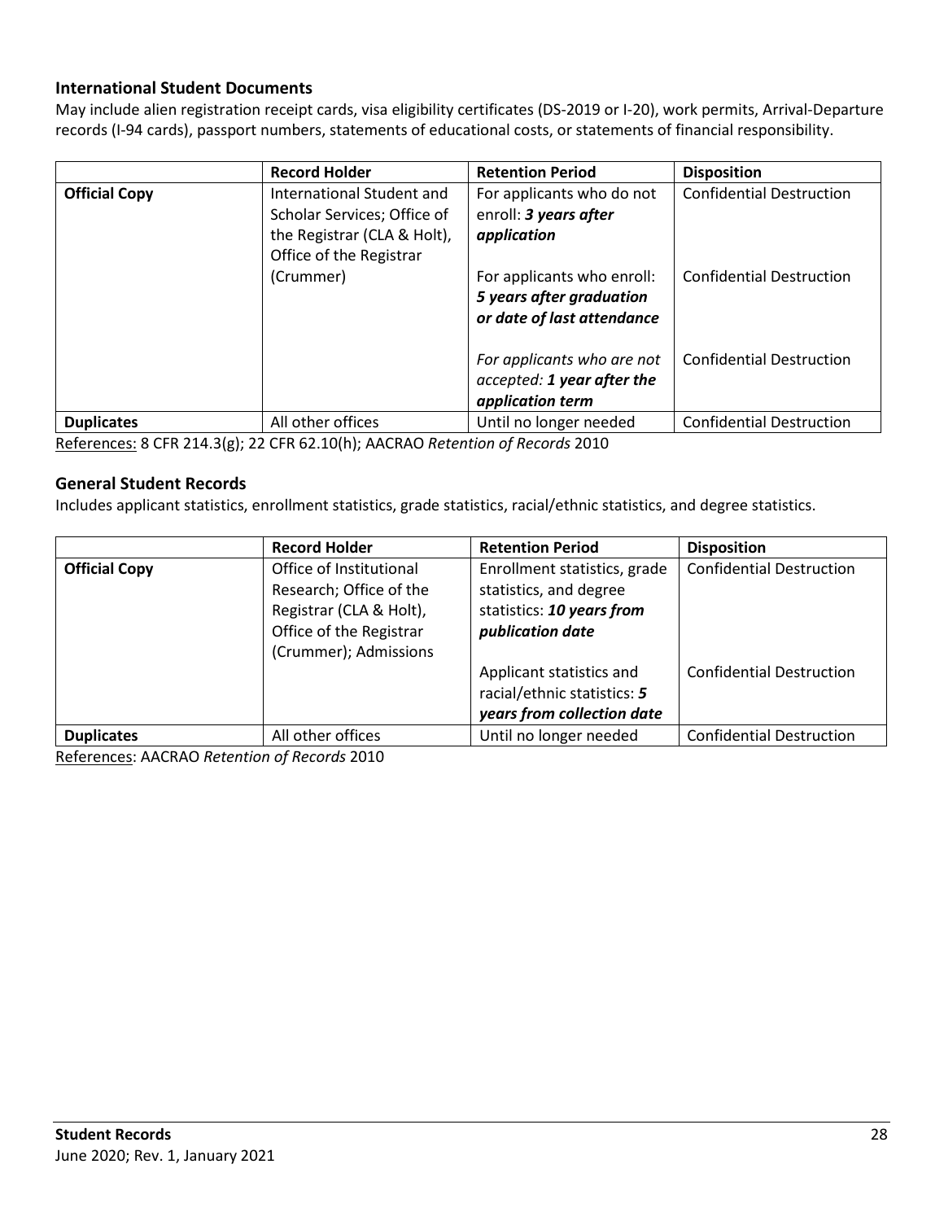### International Student Documents

May include alien registration receipt cards, visa eligibility certificates (DS-2019 or I-20), work permits, Arrival-Departure records (I-94 cards), passport numbers, statements of educational costs, or statements of financial responsibility.

| | Record Holder | Retention Period | Disposition |
|---|---|---|---|
| **Official Copy** | International Student and Scholar Services; Office of the Registrar (CLA & Holt), Office of the Registrar (Crummer) | For applicants who do not enroll: ***3 years after application*** | Confidential Destruction |
| | | For applicants who enroll: ***5 years after graduation or date of last attendance*** | Confidential Destruction |
| | | *For applicants who are not accepted:* ***1 year after the application term*** | Confidential Destruction |
| **Duplicates** | All other offices | Until no longer needed | Confidential Destruction |

References: 8 CFR 214.3(g); 22 CFR 62.10(h); AACRAO *Retention of Records* 2010

### General Student Records

Includes applicant statistics, enrollment statistics, grade statistics, racial/ethnic statistics, and degree statistics.

| | Record Holder | Retention Period | Disposition |
|---|---|---|---|
| **Official Copy** | Office of Institutional Research; Office of the Registrar (CLA & Holt), Office of the Registrar (Crummer); Admissions | Enrollment statistics, grade statistics, and degree statistics: ***10 years from publication date*** | Confidential Destruction |
| | | Applicant statistics and racial/ethnic statistics: ***5 years from collection date*** | Confidential Destruction |
| **Duplicates** | All other offices | Until no longer needed | Confidential Destruction |

References: AACRAO *Retention of Records* 2010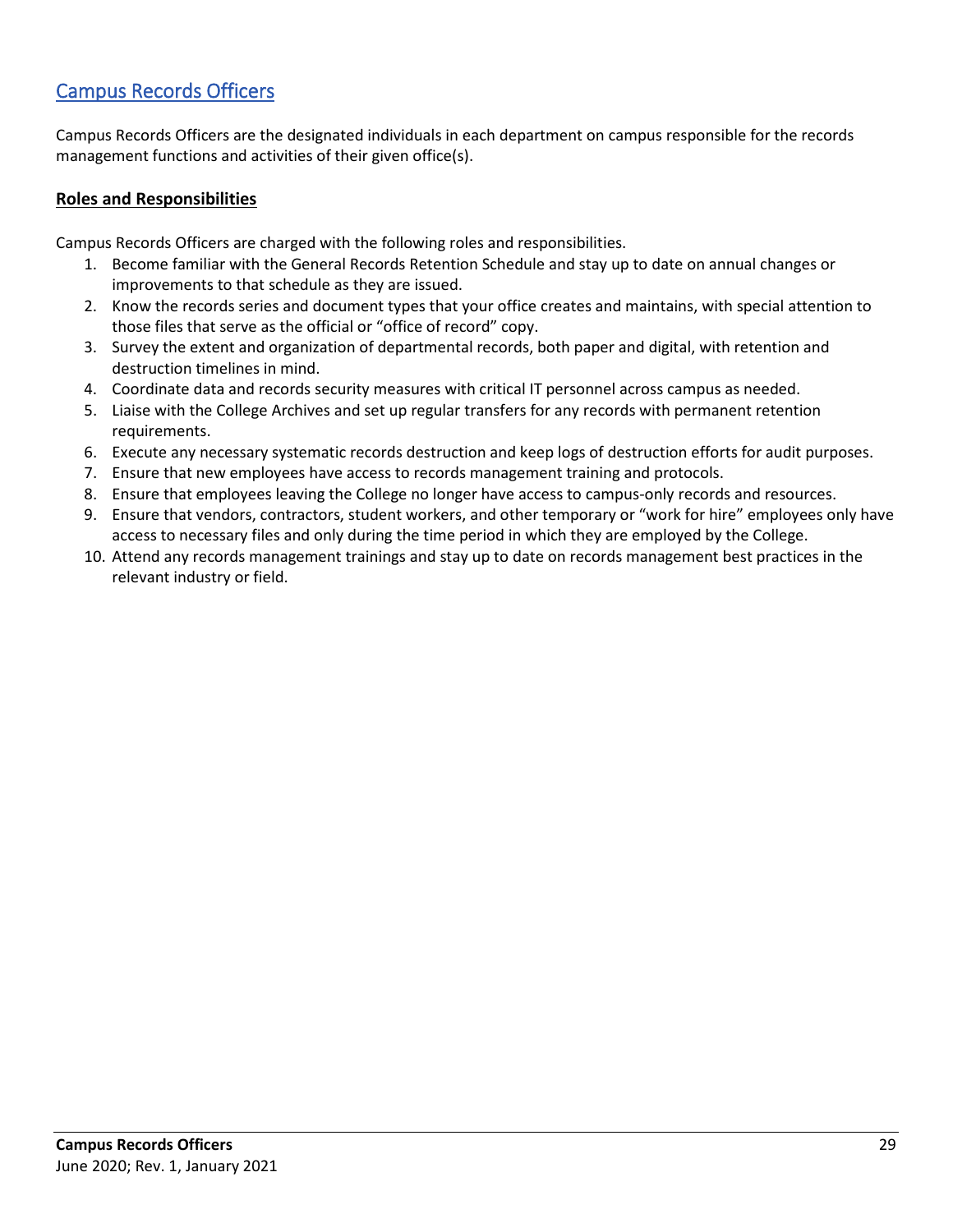## Campus Records Officers

Campus Records Officers are the designated individuals in each department on campus responsible for the records management functions and activities of their given office(s).

**Roles and Responsibilities**

Campus Records Officers are charged with the following roles and responsibilities.

1. Become familiar with the General Records Retention Schedule and stay up to date on annual changes or improvements to that schedule as they are issued.
2. Know the records series and document types that your office creates and maintains, with special attention to those files that serve as the official or "office of record" copy.
3. Survey the extent and organization of departmental records, both paper and digital, with retention and destruction timelines in mind.
4. Coordinate data and records security measures with critical IT personnel across campus as needed.
5. Liaise with the College Archives and set up regular transfers for any records with permanent retention requirements.
6. Execute any necessary systematic records destruction and keep logs of destruction efforts for audit purposes.
7. Ensure that new employees have access to records management training and protocols.
8. Ensure that employees leaving the College no longer have access to campus-only records and resources.
9. Ensure that vendors, contractors, student workers, and other temporary or "work for hire" employees only have access to necessary files and only during the time period in which they are employed by the College.
10. Attend any records management trainings and stay up to date on records management best practices in the relevant industry or field.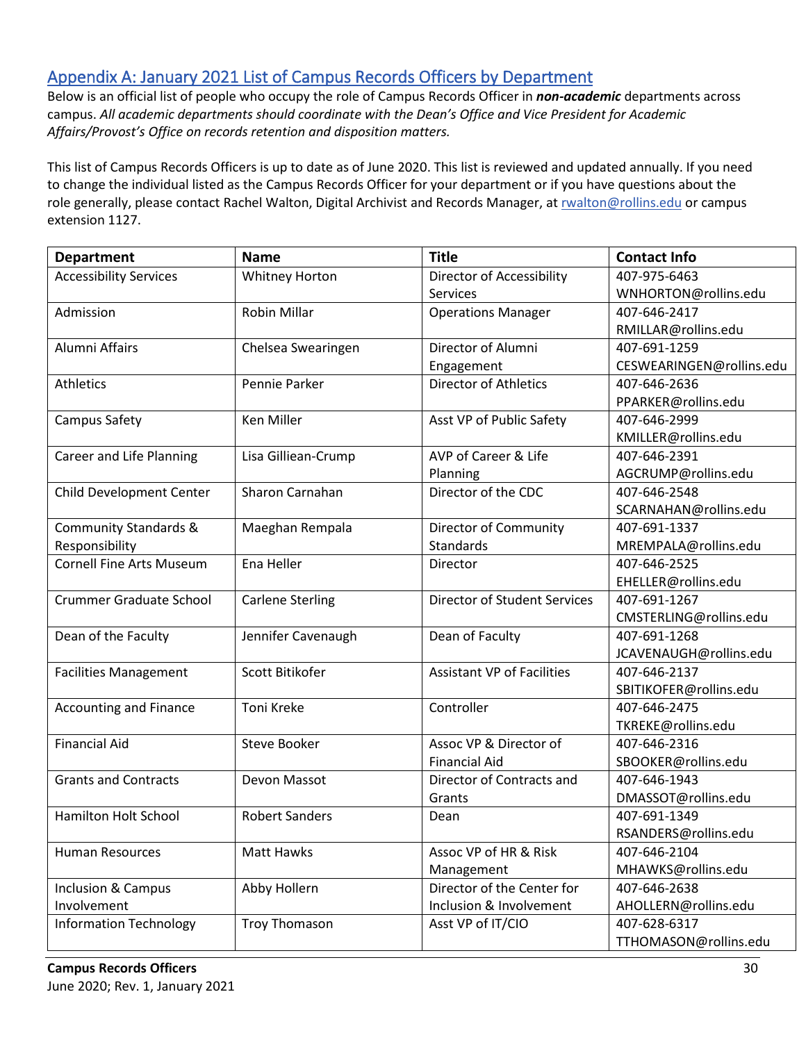## Appendix A: January 2021 List of Campus Records Officers by Department

Below is an official list of people who occupy the role of Campus Records Officer in ***non-academic*** departments across campus. *All academic departments should coordinate with the Dean's Office and Vice President for Academic Affairs/Provost's Office on records retention and disposition matters.*

This list of Campus Records Officers is up to date as of June 2020. This list is reviewed and updated annually. If you need to change the individual listed as the Campus Records Officer for your department or if you have questions about the role generally, please contact Rachel Walton, Digital Archivist and Records Manager, at rwalton@rollins.edu or campus extension 1127.

| Department | Name | Title | Contact Info |
|---|---|---|---|
| Accessibility Services | Whitney Horton | Director of Accessibility Services | 407-975-6463 WNHORTON@rollins.edu |
| Admission | Robin Millar | Operations Manager | 407-646-2417 RMILLAR@rollins.edu |
| Alumni Affairs | Chelsea Swearingen | Director of Alumni Engagement | 407-691-1259 CESWEARINGEN@rollins.edu |
| Athletics | Pennie Parker | Director of Athletics | 407-646-2636 PPARKER@rollins.edu |
| Campus Safety | Ken Miller | Asst VP of Public Safety | 407-646-2999 KMILLER@rollins.edu |
| Career and Life Planning | Lisa Gilliean-Crump | AVP of Career & Life Planning | 407-646-2391 AGCRUMP@rollins.edu |
| Child Development Center | Sharon Carnahan | Director of the CDC | 407-646-2548 SCARNAHAN@rollins.edu |
| Community Standards & Responsibility | Maeghan Rempala | Director of Community Standards | 407-691-1337 MREMPALA@rollins.edu |
| Cornell Fine Arts Museum | Ena Heller | Director | 407-646-2525 EHELLER@rollins.edu |
| Crummer Graduate School | Carlene Sterling | Director of Student Services | 407-691-1267 CMSTERLING@rollins.edu |
| Dean of the Faculty | Jennifer Cavenaugh | Dean of Faculty | 407-691-1268 JCAVENAUGH@rollins.edu |
| Facilities Management | Scott Bitikofer | Assistant VP of Facilities | 407-646-2137 SBITIKOFER@rollins.edu |
| Accounting and Finance | Toni Kreke | Controller | 407-646-2475 TKREKE@rollins.edu |
| Financial Aid | Steve Booker | Assoc VP & Director of Financial Aid | 407-646-2316 SBOOKER@rollins.edu |
| Grants and Contracts | Devon Massot | Director of Contracts and Grants | 407-646-1943 DMASSOT@rollins.edu |
| Hamilton Holt School | Robert Sanders | Dean | 407-691-1349 RSANDERS@rollins.edu |
| Human Resources | Matt Hawks | Assoc VP of HR & Risk Management | 407-646-2104 MHAWKS@rollins.edu |
| Inclusion & Campus Involvement | Abby Hollern | Director of the Center for Inclusion & Involvement | 407-646-2638 AHOLLERN@rollins.edu |
| Information Technology | Troy Thomason | Asst VP of IT/CIO | 407-628-6317 TTHOMASON@rollins.edu |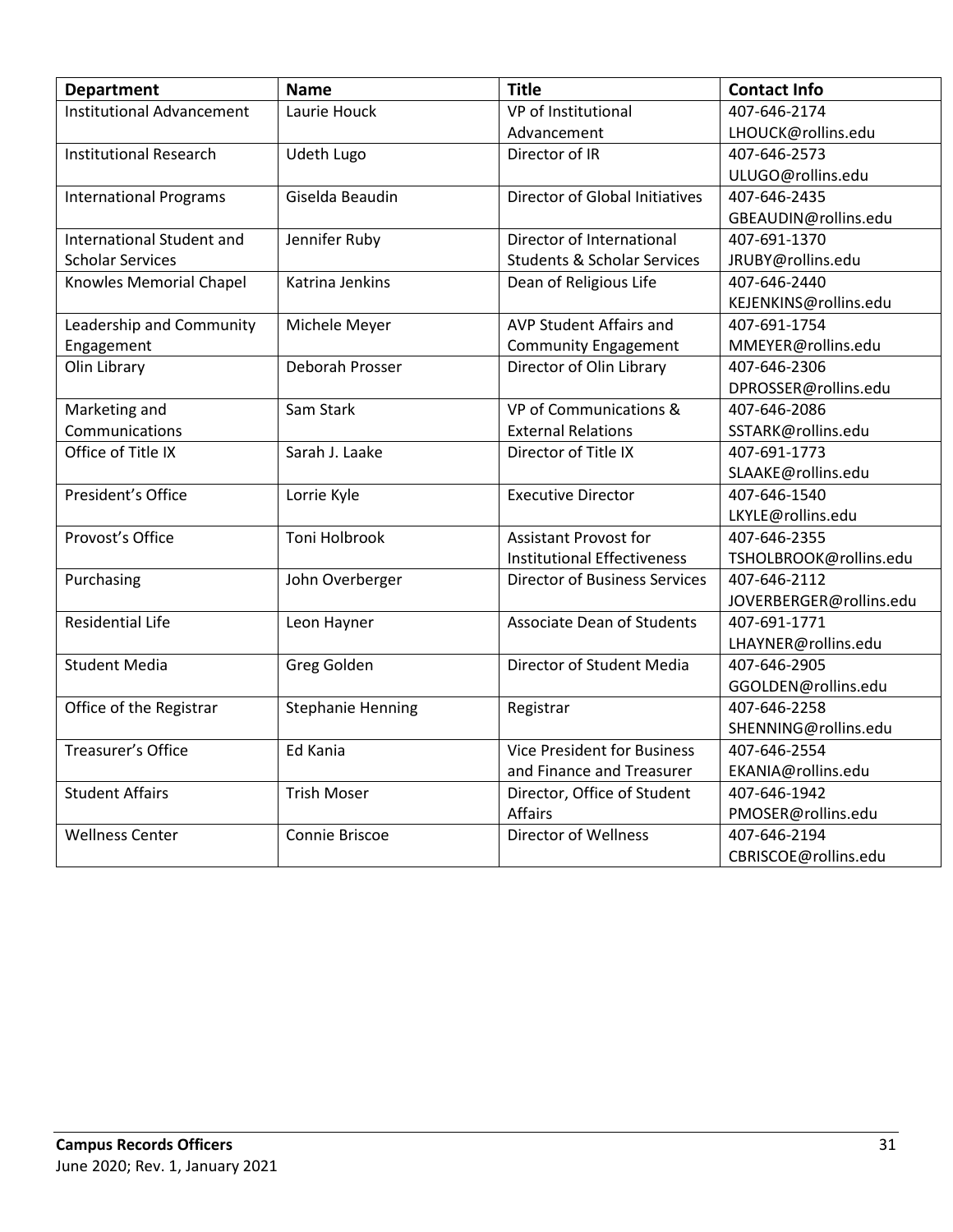| Department | Name | Title | Contact Info |
| --- | --- | --- | --- |
| Institutional Advancement | Laurie Houck | VP of Institutional Advancement | 407-646-2174 LHOUCK@rollins.edu |
| Institutional Research | Udeth Lugo | Director of IR | 407-646-2573 ULUGO@rollins.edu |
| International Programs | Giselda Beaudin | Director of Global Initiatives | 407-646-2435 GBEAUDIN@rollins.edu |
| International Student and Scholar Services | Jennifer Ruby | Director of International Students & Scholar Services | 407-691-1370 JRUBY@rollins.edu |
| Knowles Memorial Chapel | Katrina Jenkins | Dean of Religious Life | 407-646-2440 KEJENKINS@rollins.edu |
| Leadership and Community Engagement | Michele Meyer | AVP Student Affairs and Community Engagement | 407-691-1754 MMEYER@rollins.edu |
| Olin Library | Deborah Prosser | Director of Olin Library | 407-646-2306 DPROSSER@rollins.edu |
| Marketing and Communications | Sam Stark | VP of Communications & External Relations | 407-646-2086 SSTARK@rollins.edu |
| Office of Title IX | Sarah J. Laake | Director of Title IX | 407-691-1773 SLAAKE@rollins.edu |
| President's Office | Lorrie Kyle | Executive Director | 407-646-1540 LKYLE@rollins.edu |
| Provost's Office | Toni Holbrook | Assistant Provost for Institutional Effectiveness | 407-646-2355 TSHOLBROOK@rollins.edu |
| Purchasing | John Overberger | Director of Business Services | 407-646-2112 JOVERBERGER@rollins.edu |
| Residential Life | Leon Hayner | Associate Dean of Students | 407-691-1771 LHAYNER@rollins.edu |
| Student Media | Greg Golden | Director of Student Media | 407-646-2905 GGOLDEN@rollins.edu |
| Office of the Registrar | Stephanie Henning | Registrar | 407-646-2258 SHENNING@rollins.edu |
| Treasurer's Office | Ed Kania | Vice President for Business and Finance and Treasurer | 407-646-2554 EKANIA@rollins.edu |
| Student Affairs | Trish Moser | Director, Office of Student Affairs | 407-646-1942 PMOSER@rollins.edu |
| Wellness Center | Connie Briscoe | Director of Wellness | 407-646-2194 CBRISCOE@rollins.edu |